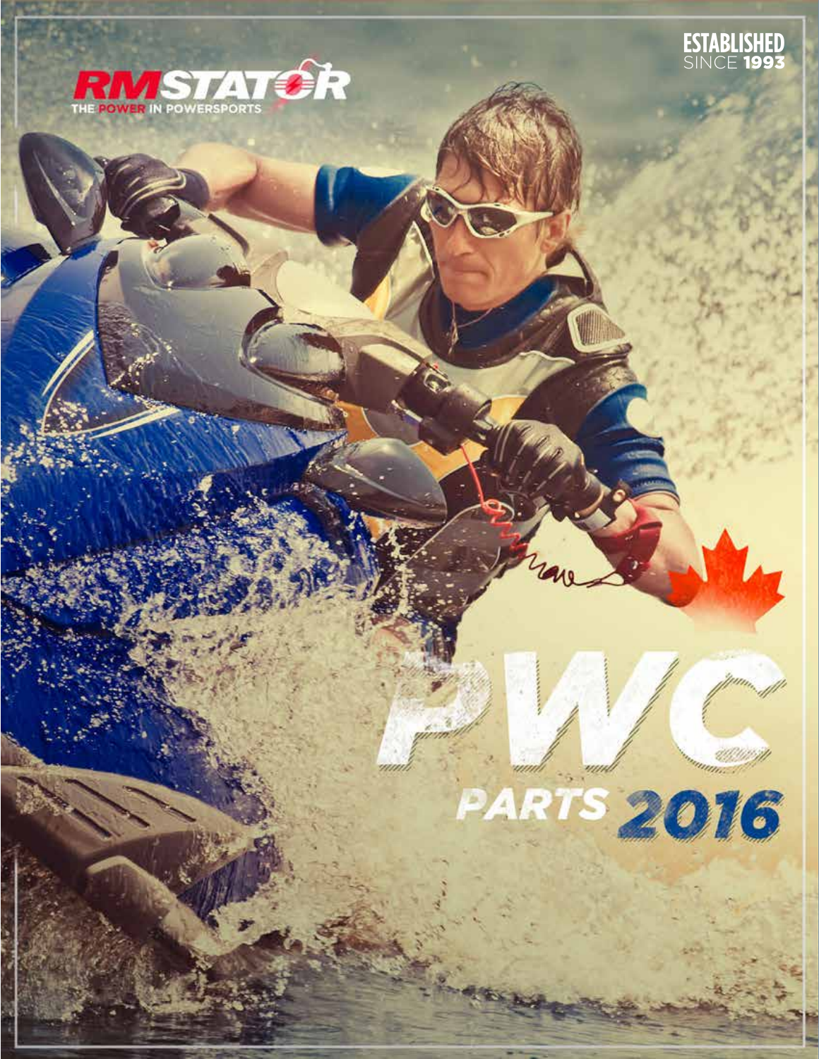# RMSTATOR

THE POWER IN POWERSPORTS

ESTABLISHED SINCE 1993

# PWC

## PARTS 2016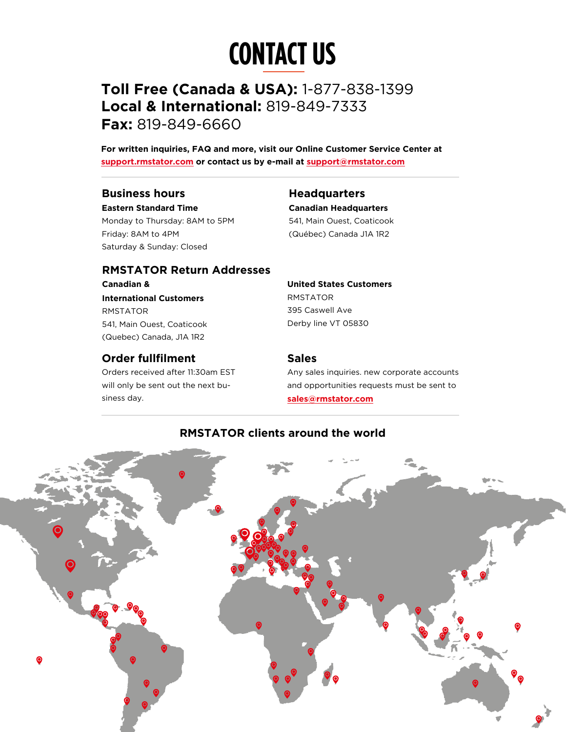# CONTACT US

**Toll Free (Canada & USA):** 1-877-838-1399
**Local & International:** 819-849-7333
**Fax:** 819-849-6660

**For written inquiries, FAQ and more, visit our Online Customer Service Center at support.rmstator.com or contact us by e-mail at support@rmstator.com**

## Business hours

**Eastern Standard Time**
Monday to Thursday: 8AM to 5PM
Friday: 8AM to 4PM
Saturday & Sunday: Closed

## Headquarters

**Canadian Headquarters**
541, Main Ouest, Coaticook
(Québec) Canada J1A 1R2

## RMSTATOR Return Addresses

**Canadian & International Customers**
RMSTATOR
541, Main Ouest, Coaticook
(Quebec) Canada, J1A 1R2

**United States Customers**
RMSTATOR
395 Caswell Ave
Derby line VT 05830

## Order fullfilment

Orders received after 11:30am EST will only be sent out the next business day.

## Sales

Any sales inquiries. new corporate accounts and opportunities requests must be sent to **sales@rmstator.com**

### RMSTATOR clients around the world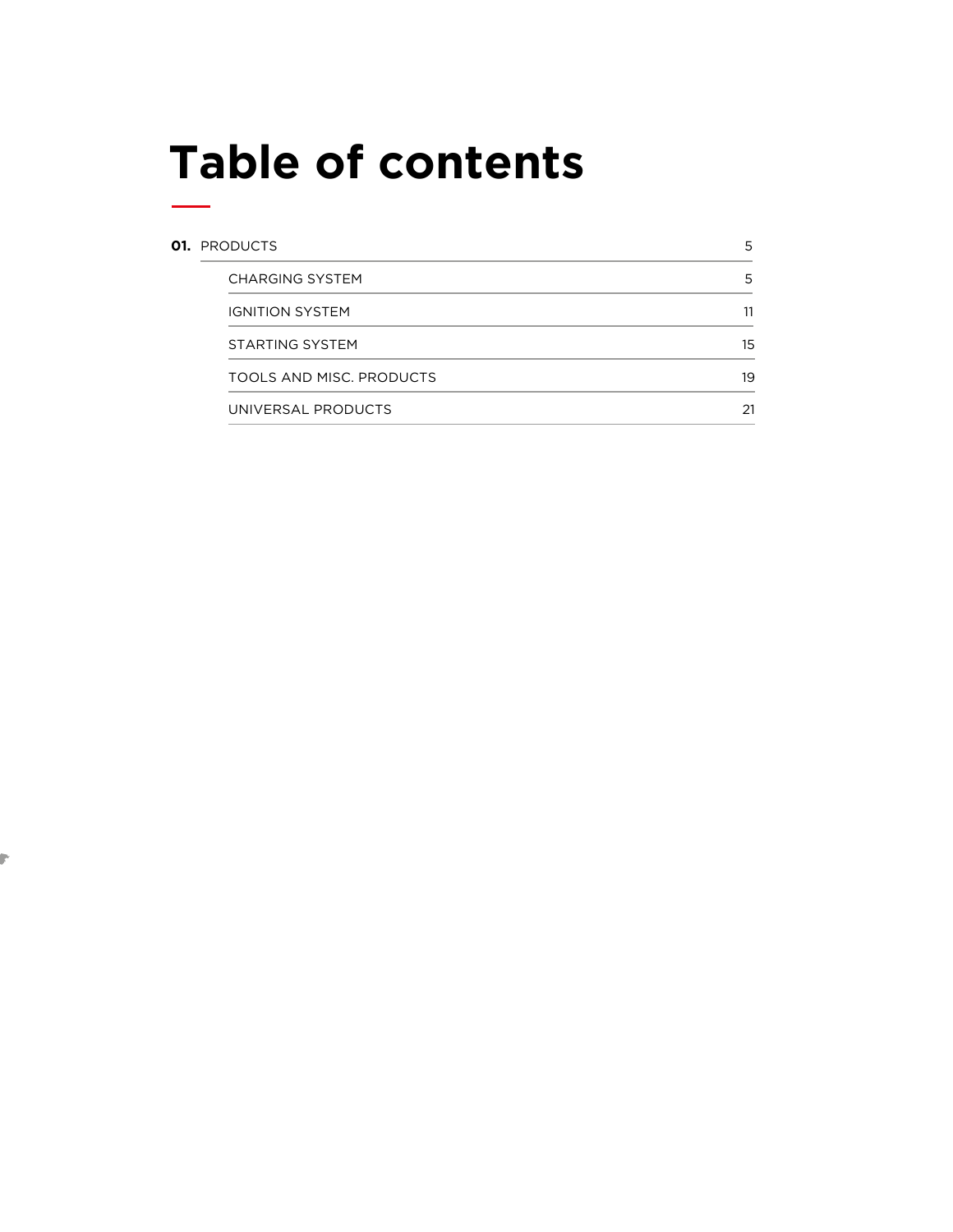# Table of contents

| | | |
|---|---|---|
| **01.** | PRODUCTS | 5 |
| | CHARGING SYSTEM | 5 |
| | IGNITION SYSTEM | 11 |
| | STARTING SYSTEM | 15 |
| | TOOLS AND MISC. PRODUCTS | 19 |
| | UNIVERSAL PRODUCTS | 21 |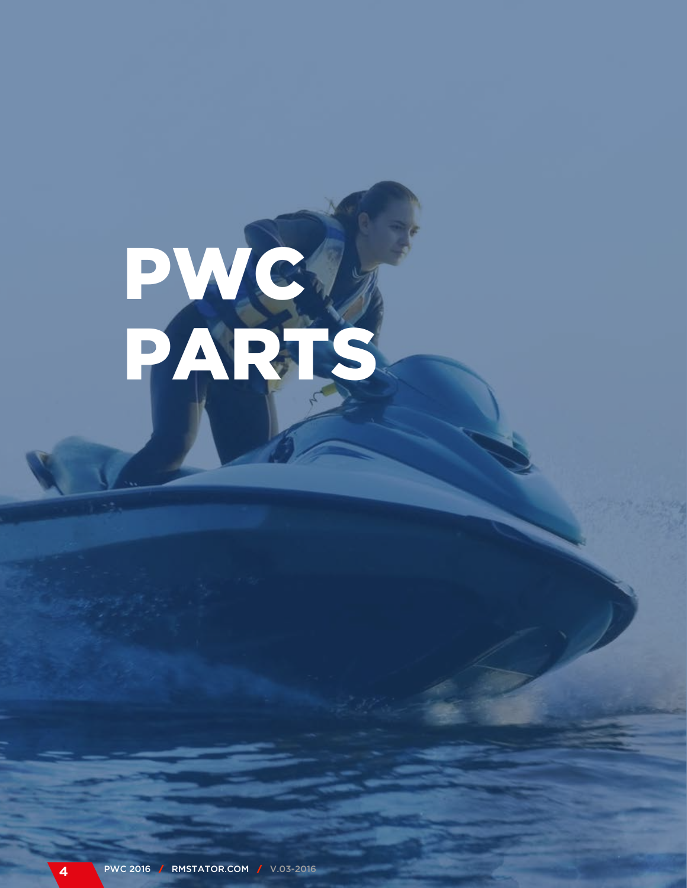# PWC PARTS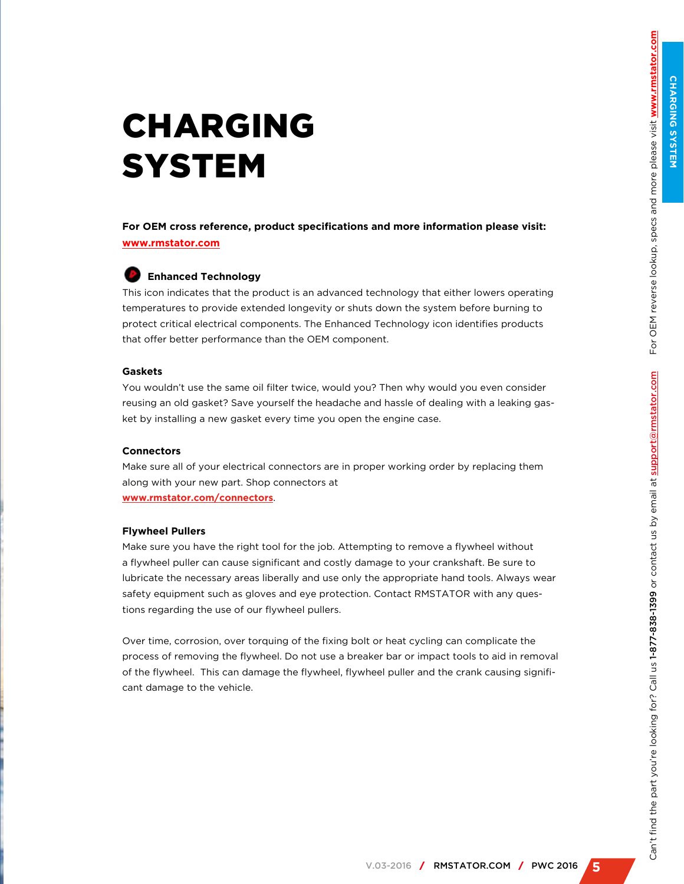# CHARGING SYSTEM

**For OEM cross reference, product specifications and more information please visit: www.rmstator.com**

**Enhanced Technology**

This icon indicates that the product is an advanced technology that either lowers operating temperatures to provide extended longevity or shuts down the system before burning to protect critical electrical components. The Enhanced Technology icon identifies products that offer better performance than the OEM component.

**Gaskets**

You wouldn't use the same oil filter twice, would you? Then why would you even consider reusing an old gasket? Save yourself the headache and hassle of dealing with a leaking gasket by installing a new gasket every time you open the engine case.

**Connectors**

Make sure all of your electrical connectors are in proper working order by replacing them along with your new part. Shop connectors at www.rmstator.com/connectors.

**Flywheel Pullers**

Make sure you have the right tool for the job. Attempting to remove a flywheel without a flywheel puller can cause significant and costly damage to your crankshaft. Be sure to lubricate the necessary areas liberally and use only the appropriate hand tools. Always wear safety equipment such as gloves and eye protection. Contact RMSTATOR with any questions regarding the use of our flywheel pullers.

Over time, corrosion, over torquing of the fixing bolt or heat cycling can complicate the process of removing the flywheel. Do not use a breaker bar or impact tools to aid in removal of the flywheel. This can damage the flywheel, flywheel puller and the crank causing significant damage to the vehicle.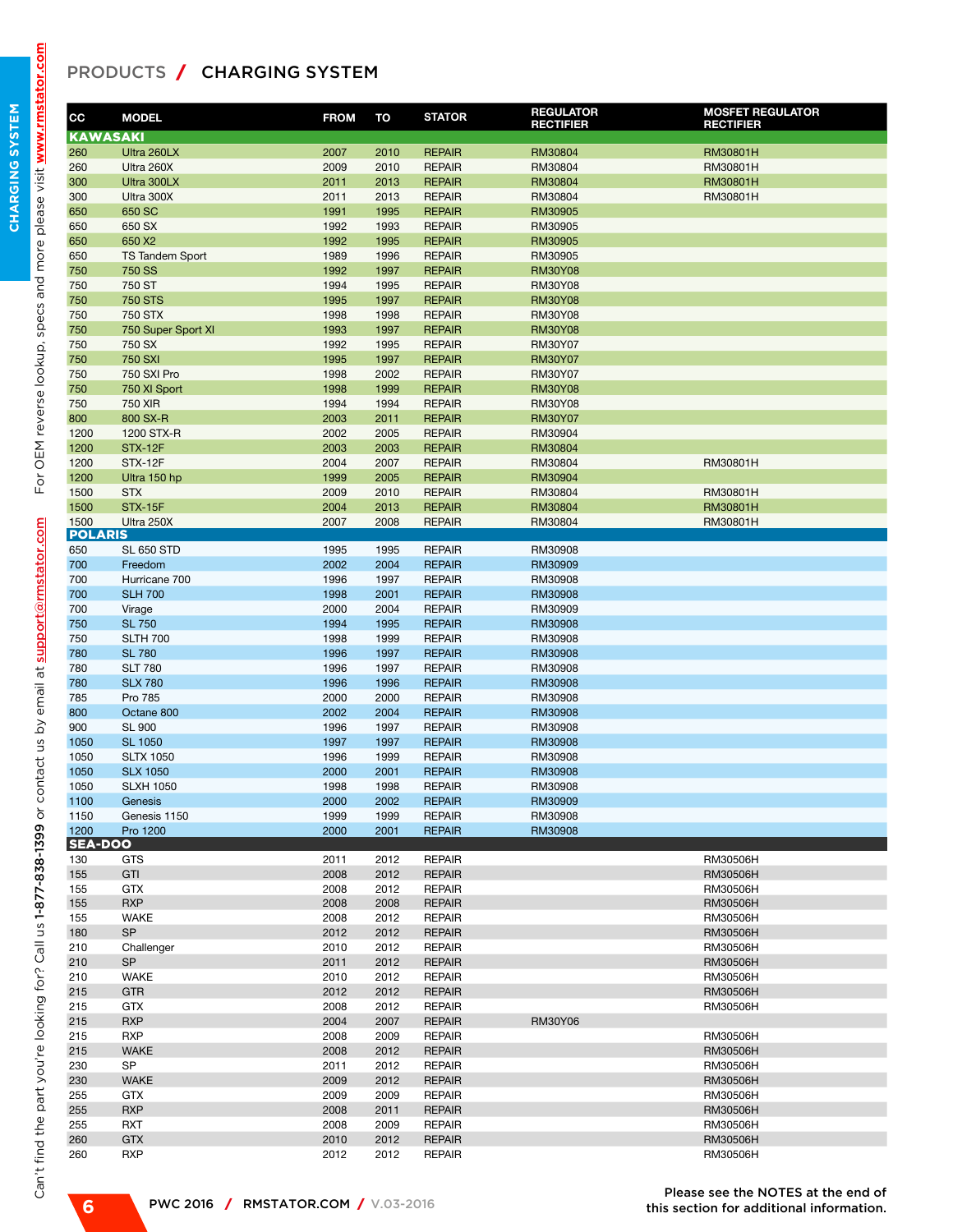# PRODUCTS / CHARGING SYSTEM

| CC | MODEL | FROM | TO | STATOR | REGULATOR RECTIFIER | MOSFET REGULATOR RECTIFIER |
|---|---|---|---|---|---|---|
| **KAWASAKI** | | | | | | |
| 260 | Ultra 260LX | 2007 | 2010 | REPAIR | RM30804 | RM30801H |
| 260 | Ultra 260X | 2009 | 2010 | REPAIR | RM30804 | RM30801H |
| 300 | Ultra 300LX | 2011 | 2013 | REPAIR | RM30804 | RM30801H |
| 300 | Ultra 300X | 2011 | 2013 | REPAIR | RM30804 | RM30801H |
| 650 | 650 SC | 1991 | 1995 | REPAIR | RM30905 | |
| 650 | 650 SX | 1992 | 1993 | REPAIR | RM30905 | |
| 650 | 650 X2 | 1992 | 1995 | REPAIR | RM30905 | |
| 650 | TS Tandem Sport | 1989 | 1996 | REPAIR | RM30905 | |
| 750 | 750 SS | 1992 | 1997 | REPAIR | RM30Y08 | |
| 750 | 750 ST | 1994 | 1995 | REPAIR | RM30Y08 | |
| 750 | 750 STS | 1995 | 1997 | REPAIR | RM30Y08 | |
| 750 | 750 STX | 1998 | 1998 | REPAIR | RM30Y08 | |
| 750 | 750 Super Sport XI | 1993 | 1997 | REPAIR | RM30Y08 | |
| 750 | 750 SX | 1992 | 1995 | REPAIR | RM30Y07 | |
| 750 | 750 SXI | 1995 | 1997 | REPAIR | RM30Y07 | |
| 750 | 750 SXI Pro | 1998 | 2002 | REPAIR | RM30Y07 | |
| 750 | 750 XI Sport | 1998 | 1999 | REPAIR | RM30Y08 | |
| 750 | 750 XIR | 1994 | 1994 | REPAIR | RM30Y08 | |
| 800 | 800 SX-R | 2003 | 2011 | REPAIR | RM30Y07 | |
| 1200 | 1200 STX-R | 2002 | 2005 | REPAIR | RM30904 | |
| 1200 | STX-12F | 2003 | 2003 | REPAIR | RM30804 | |
| 1200 | STX-12F | 2004 | 2007 | REPAIR | RM30804 | RM30801H |
| 1200 | Ultra 150 hp | 1999 | 2005 | REPAIR | RM30904 | |
| 1500 | STX | 2009 | 2010 | REPAIR | RM30804 | RM30801H |
| 1500 | STX-15F | 2004 | 2013 | REPAIR | RM30804 | RM30801H |
| 1500 | Ultra 250X | 2007 | 2008 | REPAIR | RM30804 | RM30801H |
| **POLARIS** | | | | | | |
| 650 | SL 650 STD | 1995 | 1995 | REPAIR | RM30908 | |
| 700 | Freedom | 2002 | 2004 | REPAIR | RM30909 | |
| 700 | Hurricane 700 | 1996 | 1997 | REPAIR | RM30908 | |
| 700 | SLH 700 | 1998 | 2001 | REPAIR | RM30908 | |
| 700 | Virage | 2000 | 2004 | REPAIR | RM30909 | |
| 750 | SL 750 | 1994 | 1995 | REPAIR | RM30908 | |
| 750 | SLTH 700 | 1998 | 1999 | REPAIR | RM30908 | |
| 780 | SL 780 | 1996 | 1997 | REPAIR | RM30908 | |
| 780 | SLT 780 | 1996 | 1997 | REPAIR | RM30908 | |
| 780 | SLX 780 | 1996 | 1996 | REPAIR | RM30908 | |
| 785 | Pro 785 | 2000 | 2000 | REPAIR | RM30908 | |
| 800 | Octane 800 | 2002 | 2004 | REPAIR | RM30908 | |
| 900 | SL 900 | 1996 | 1997 | REPAIR | RM30908 | |
| 1050 | SL 1050 | 1997 | 1997 | REPAIR | RM30908 | |
| 1050 | SLTX 1050 | 1996 | 1999 | REPAIR | RM30908 | |
| 1050 | SLX 1050 | 2000 | 2001 | REPAIR | RM30908 | |
| 1050 | SLXH 1050 | 1998 | 1998 | REPAIR | RM30908 | |
| 1100 | Genesis | 2000 | 2002 | REPAIR | RM30909 | |
| 1150 | Genesis 1150 | 1999 | 1999 | REPAIR | RM30908 | |
| 1200 | Pro 1200 | 2000 | 2001 | REPAIR | RM30908 | |
| **SEA-DOO** | | | | | | |
| 130 | GTS | 2011 | 2012 | REPAIR | | RM30506H |
| 155 | GTI | 2008 | 2012 | REPAIR | | RM30506H |
| 155 | GTX | 2008 | 2012 | REPAIR | | RM30506H |
| 155 | RXP | 2008 | 2008 | REPAIR | | RM30506H |
| 155 | WAKE | 2008 | 2012 | REPAIR | | RM30506H |
| 180 | SP | 2012 | 2012 | REPAIR | | RM30506H |
| 210 | Challenger | 2010 | 2012 | REPAIR | | RM30506H |
| 210 | SP | 2011 | 2012 | REPAIR | | RM30506H |
| 210 | WAKE | 2010 | 2012 | REPAIR | | RM30506H |
| 215 | GTR | 2012 | 2012 | REPAIR | | RM30506H |
| 215 | GTX | 2008 | 2012 | REPAIR | | RM30506H |
| 215 | RXP | 2004 | 2007 | REPAIR | RM30Y06 | |
| 215 | RXP | 2008 | 2009 | REPAIR | | RM30506H |
| 215 | WAKE | 2008 | 2012 | REPAIR | | RM30506H |
| 230 | SP | 2011 | 2012 | REPAIR | | RM30506H |
| 230 | WAKE | 2009 | 2012 | REPAIR | | RM30506H |
| 255 | GTX | 2009 | 2009 | REPAIR | | RM30506H |
| 255 | RXP | 2008 | 2011 | REPAIR | | RM30506H |
| 255 | RXT | 2008 | 2009 | REPAIR | | RM30506H |
| 260 | GTX | 2010 | 2012 | REPAIR | | RM30506H |
| 260 | RXP | 2012 | 2012 | REPAIR | | RM30506H |

Please see the NOTES at the end of this section for additional information.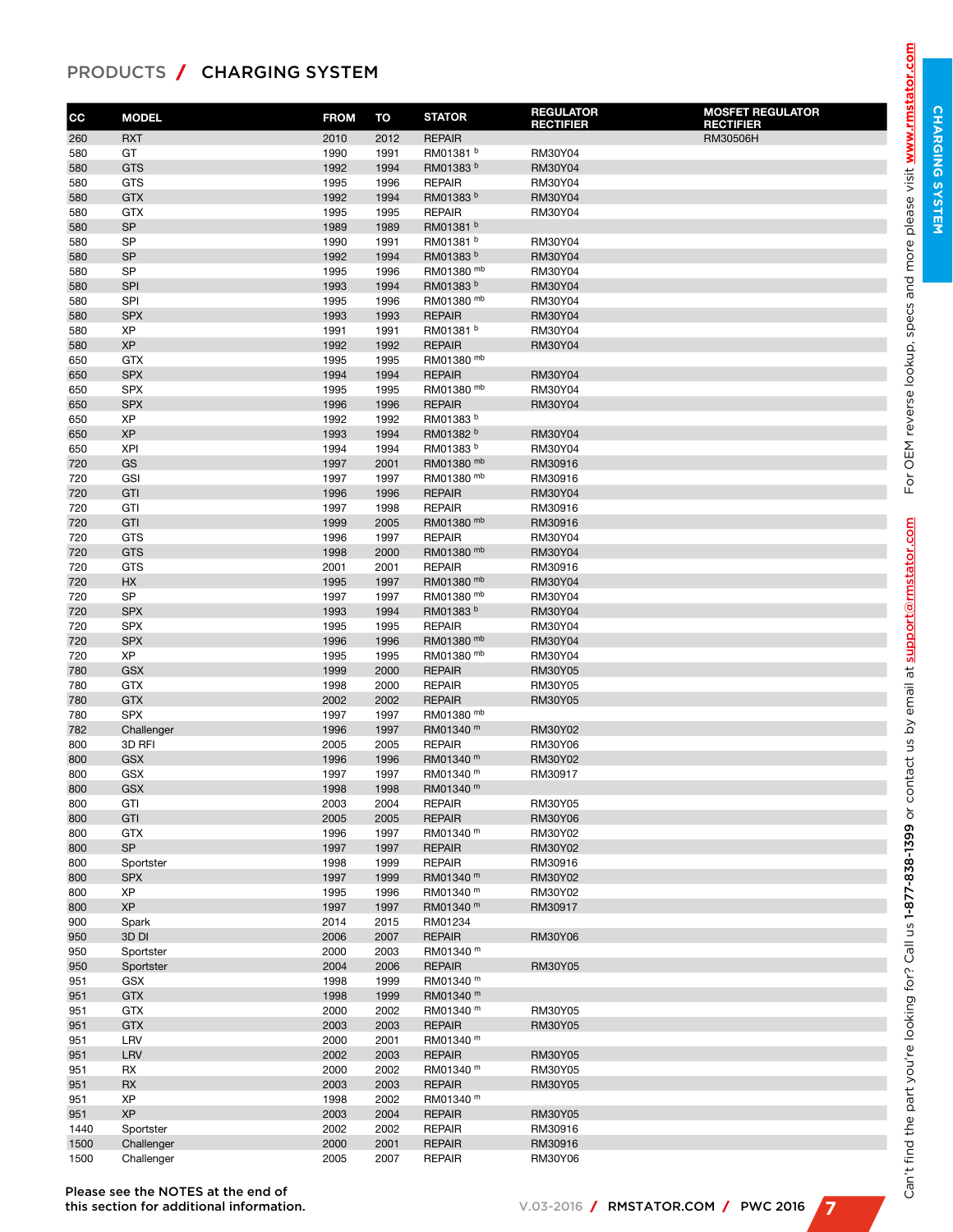# PRODUCTS / CHARGING SYSTEM

| CC | MODEL | FROM | TO | STATOR | REGULATOR RECTIFIER | MOSFET REGULATOR RECTIFIER |
|---|---|---|---|---|---|---|
| 260 | RXT | 2010 | 2012 | REPAIR | | RM30506H |
| 580 | GT | 1990 | 1991 | RM01381 [b] | RM30Y04 | |
| 580 | GTS | 1992 | 1994 | RM01383 [b] | RM30Y04 | |
| 580 | GTS | 1995 | 1996 | REPAIR | RM30Y04 | |
| 580 | GTX | 1992 | 1994 | RM01383 [b] | RM30Y04 | |
| 580 | GTX | 1995 | 1995 | REPAIR | RM30Y04 | |
| 580 | SP | 1989 | 1989 | RM01381 [b] | | |
| 580 | SP | 1990 | 1991 | RM01381 [b] | RM30Y04 | |
| 580 | SP | 1992 | 1994 | RM01383 [b] | RM30Y04 | |
| 580 | SP | 1995 | 1996 | RM01380 [mb] | RM30Y04 | |
| 580 | SPI | 1993 | 1994 | RM01383 [b] | RM30Y04 | |
| 580 | SPI | 1995 | 1996 | RM01380 [mb] | RM30Y04 | |
| 580 | SPX | 1993 | 1993 | REPAIR | RM30Y04 | |
| 580 | XP | 1991 | 1991 | RM01381 [b] | RM30Y04 | |
| 580 | XP | 1992 | 1992 | REPAIR | RM30Y04 | |
| 650 | GTX | 1995 | 1995 | RM01380 [mb] | | |
| 650 | SPX | 1994 | 1994 | REPAIR | RM30Y04 | |
| 650 | SPX | 1995 | 1995 | RM01380 [mb] | RM30Y04 | |
| 650 | SPX | 1996 | 1996 | REPAIR | RM30Y04 | |
| 650 | XP | 1992 | 1992 | RM01383 [b] | | |
| 650 | XP | 1993 | 1994 | RM01382 [b] | RM30Y04 | |
| 650 | XPI | 1994 | 1994 | RM01383 [b] | RM30Y04 | |
| 720 | GS | 1997 | 2001 | RM01380 [mb] | RM30916 | |
| 720 | GSI | 1997 | 1997 | RM01380 [mb] | RM30916 | |
| 720 | GTI | 1996 | 1996 | REPAIR | RM30Y04 | |
| 720 | GTI | 1997 | 1998 | REPAIR | RM30916 | |
| 720 | GTI | 1999 | 2005 | RM01380 [mb] | RM30916 | |
| 720 | GTS | 1996 | 1997 | REPAIR | RM30Y04 | |
| 720 | GTS | 1998 | 2000 | RM01380 [mb] | RM30Y04 | |
| 720 | GTS | 2001 | 2001 | REPAIR | RM30916 | |
| 720 | HX | 1995 | 1997 | RM01380 [mb] | RM30Y04 | |
| 720 | SP | 1997 | 1997 | RM01380 [mb] | RM30Y04 | |
| 720 | SPX | 1993 | 1994 | RM01383 [b] | RM30Y04 | |
| 720 | SPX | 1995 | 1995 | REPAIR | RM30Y04 | |
| 720 | SPX | 1996 | 1996 | RM01380 [mb] | RM30Y04 | |
| 720 | XP | 1995 | 1995 | RM01380 [mb] | RM30Y04 | |
| 780 | GSX | 1999 | 2000 | REPAIR | RM30Y05 | |
| 780 | GTX | 1998 | 2000 | REPAIR | RM30Y05 | |
| 780 | GTX | 2002 | 2002 | REPAIR | RM30Y05 | |
| 780 | SPX | 1997 | 1997 | RM01380 [mb] | | |
| 782 | Challenger | 1996 | 1997 | RM01340 [m] | RM30Y02 | |
| 800 | 3D RFI | 2005 | 2005 | REPAIR | RM30Y06 | |
| 800 | GSX | 1996 | 1996 | RM01340 [m] | RM30Y02 | |
| 800 | GSX | 1997 | 1997 | RM01340 [m] | RM30917 | |
| 800 | GSX | 1998 | 1998 | RM01340 [m] | | |
| 800 | GTI | 2003 | 2004 | REPAIR | RM30Y05 | |
| 800 | GTI | 2005 | 2005 | REPAIR | RM30Y06 | |
| 800 | GTX | 1996 | 1997 | RM01340 [m] | RM30Y02 | |
| 800 | SP | 1997 | 1997 | REPAIR | RM30Y02 | |
| 800 | Sportster | 1998 | 1999 | REPAIR | RM30916 | |
| 800 | SPX | 1997 | 1999 | RM01340 [m] | RM30Y02 | |
| 800 | XP | 1995 | 1996 | RM01340 [m] | RM30Y02 | |
| 800 | XP | 1997 | 1997 | RM01340 [m] | RM30917 | |
| 900 | Spark | 2014 | 2015 | RM01234 | | |
| 950 | 3D DI | 2006 | 2007 | REPAIR | RM30Y06 | |
| 950 | Sportster | 2000 | 2003 | RM01340 [m] | | |
| 950 | Sportster | 2004 | 2006 | REPAIR | RM30Y05 | |
| 951 | GSX | 1998 | 1999 | RM01340 [m] | | |
| 951 | GTX | 1998 | 1999 | RM01340 [m] | | |
| 951 | GTX | 2000 | 2002 | RM01340 [m] | RM30Y05 | |
| 951 | GTX | 2003 | 2003 | REPAIR | RM30Y05 | |
| 951 | LRV | 2000 | 2001 | RM01340 [m] | | |
| 951 | LRV | 2002 | 2003 | REPAIR | RM30Y05 | |
| 951 | RX | 2000 | 2002 | RM01340 [m] | RM30Y05 | |
| 951 | RX | 2003 | 2003 | REPAIR | RM30Y05 | |
| 951 | XP | 1998 | 2002 | RM01340 [m] | | |
| 951 | XP | 2003 | 2004 | REPAIR | RM30Y05 | |
| 1440 | Sportster | 2002 | 2002 | REPAIR | RM30916 | |
| 1500 | Challenger | 2000 | 2001 | REPAIR | RM30916 | |
| 1500 | Challenger | 2005 | 2007 | REPAIR | RM30Y06 | |

**Please see the NOTES at the end of this section for additional information.**

Can't find the part you're looking for? Call us **1-877-838-1399** or contact us by email at support@rmstator.com For OEM reverse lookup, specs and more please visit www.rmstator.com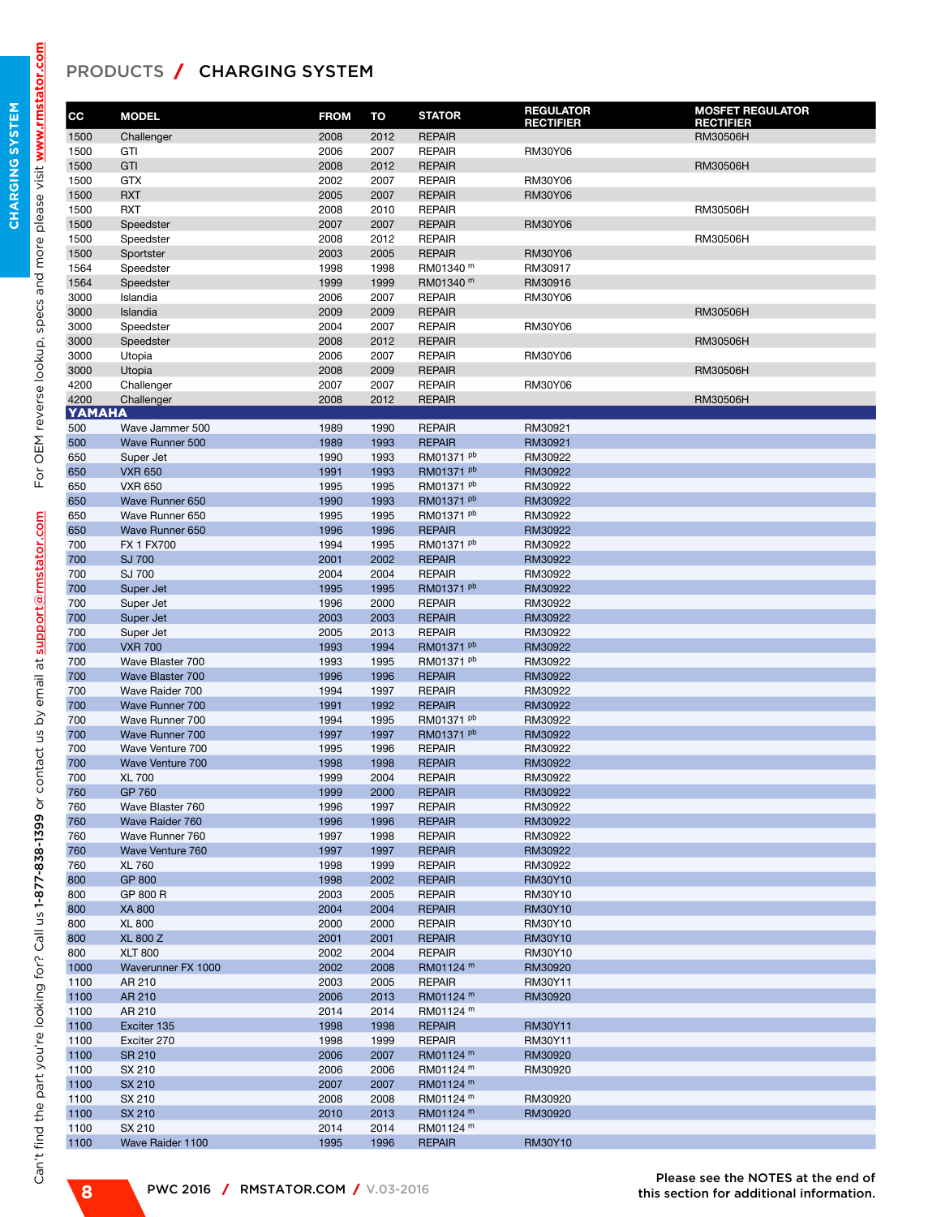# PRODUCTS / CHARGING SYSTEM

| CC | MODEL | FROM | TO | STATOR | REGULATOR RECTIFIER | MOSFET REGULATOR RECTIFIER |
|---|---|---|---|---|---|---|
| 1500 | Challenger | 2008 | 2012 | REPAIR | | RM30506H |
| 1500 | GTI | 2006 | 2007 | REPAIR | RM30Y06 | |
| 1500 | GTI | 2008 | 2012 | REPAIR | | RM30506H |
| 1500 | GTX | 2002 | 2007 | REPAIR | RM30Y06 | |
| 1500 | RXT | 2005 | 2007 | REPAIR | RM30Y06 | |
| 1500 | RXT | 2008 | 2010 | REPAIR | | RM30506H |
| 1500 | Speedster | 2007 | 2007 | REPAIR | RM30Y06 | |
| 1500 | Speedster | 2008 | 2012 | REPAIR | | RM30506H |
| 1500 | Sportster | 2003 | 2005 | REPAIR | RM30Y06 | |
| 1564 | Speedster | 1998 | 1998 | RM01340 [m] | RM30917 | |
| 1564 | Speedster | 1999 | 1999 | RM01340 [m] | RM30916 | |
| 3000 | Islandia | 2006 | 2007 | REPAIR | RM30Y06 | |
| 3000 | Islandia | 2009 | 2009 | REPAIR | | RM30506H |
| 3000 | Speedster | 2004 | 2007 | REPAIR | RM30Y06 | |
| 3000 | Speedster | 2008 | 2012 | REPAIR | | RM30506H |
| 3000 | Utopia | 2006 | 2007 | REPAIR | RM30Y06 | |
| 3000 | Utopia | 2008 | 2009 | REPAIR | | RM30506H |
| 4200 | Challenger | 2007 | 2007 | REPAIR | RM30Y06 | |
| 4200 | Challenger | 2008 | 2012 | REPAIR | | RM30506H |
| **YAMAHA** | | | | | | |
| 500 | Wave Jammer 500 | 1989 | 1990 | REPAIR | RM30921 | |
| 500 | Wave Runner 500 | 1989 | 1993 | REPAIR | RM30921 | |
| 650 | Super Jet | 1990 | 1993 | RM01371 [pb] | RM30922 | |
| 650 | VXR 650 | 1991 | 1993 | RM01371 [pb] | RM30922 | |
| 650 | VXR 650 | 1995 | 1995 | RM01371 [pb] | RM30922 | |
| 650 | Wave Runner 650 | 1990 | 1993 | RM01371 [pb] | RM30922 | |
| 650 | Wave Runner 650 | 1995 | 1995 | RM01371 [pb] | RM30922 | |
| 650 | Wave Runner 650 | 1996 | 1996 | REPAIR | RM30922 | |
| 700 | FX 1 FX700 | 1994 | 1995 | RM01371 [pb] | RM30922 | |
| 700 | SJ 700 | 2001 | 2002 | REPAIR | RM30922 | |
| 700 | SJ 700 | 2004 | 2004 | REPAIR | RM30922 | |
| 700 | Super Jet | 1995 | 1995 | RM01371 [pb] | RM30922 | |
| 700 | Super Jet | 1996 | 2000 | REPAIR | RM30922 | |
| 700 | Super Jet | 2003 | 2003 | REPAIR | RM30922 | |
| 700 | Super Jet | 2005 | 2013 | REPAIR | RM30922 | |
| 700 | VXR 700 | 1993 | 1994 | RM01371 [pb] | RM30922 | |
| 700 | Wave Blaster 700 | 1993 | 1995 | RM01371 [pb] | RM30922 | |
| 700 | Wave Blaster 700 | 1996 | 1996 | REPAIR | RM30922 | |
| 700 | Wave Raider 700 | 1994 | 1997 | REPAIR | RM30922 | |
| 700 | Wave Runner 700 | 1991 | 1992 | REPAIR | RM30922 | |
| 700 | Wave Runner 700 | 1994 | 1995 | RM01371 [pb] | RM30922 | |
| 700 | Wave Runner 700 | 1997 | 1997 | RM01371 [pb] | RM30922 | |
| 700 | Wave Venture 700 | 1995 | 1996 | REPAIR | RM30922 | |
| 700 | Wave Venture 700 | 1998 | 1998 | REPAIR | RM30922 | |
| 700 | XL 700 | 1999 | 2004 | REPAIR | RM30922 | |
| 760 | GP 760 | 1999 | 2000 | REPAIR | RM30922 | |
| 760 | Wave Blaster 760 | 1996 | 1997 | REPAIR | RM30922 | |
| 760 | Wave Raider 760 | 1996 | 1996 | REPAIR | RM30922 | |
| 760 | Wave Runner 760 | 1997 | 1998 | REPAIR | RM30922 | |
| 760 | Wave Venture 760 | 1997 | 1997 | REPAIR | RM30922 | |
| 760 | XL 760 | 1998 | 1999 | REPAIR | RM30922 | |
| 800 | GP 800 | 1998 | 2002 | REPAIR | RM30Y10 | |
| 800 | GP 800 R | 2003 | 2005 | REPAIR | RM30Y10 | |
| 800 | XA 800 | 2004 | 2004 | REPAIR | RM30Y10 | |
| 800 | XL 800 | 2000 | 2000 | REPAIR | RM30Y10 | |
| 800 | XL 800 Z | 2001 | 2001 | REPAIR | RM30Y10 | |
| 800 | XLT 800 | 2002 | 2004 | REPAIR | RM30Y10 | |
| 1000 | Waverunner FX 1000 | 2002 | 2008 | RM01124 [m] | RM30920 | |
| 1100 | AR 210 | 2003 | 2005 | REPAIR | RM30Y11 | |
| 1100 | AR 210 | 2006 | 2013 | RM01124 [m] | RM30920 | |
| 1100 | AR 210 | 2014 | 2014 | RM01124 [m] | | |
| 1100 | Exciter 135 | 1998 | 1998 | REPAIR | RM30Y11 | |
| 1100 | Exciter 270 | 1998 | 1999 | REPAIR | RM30Y11 | |
| 1100 | SR 210 | 2006 | 2007 | RM01124 [m] | RM30920 | |
| 1100 | SX 210 | 2006 | 2006 | RM01124 [m] | RM30920 | |
| 1100 | SX 210 | 2007 | 2007 | RM01124 [m] | | |
| 1100 | SX 210 | 2008 | 2008 | RM01124 [m] | RM30920 | |
| 1100 | SX 210 | 2010 | 2013 | RM01124 [m] | RM30920 | |
| 1100 | SX 210 | 2014 | 2014 | RM01124 [m] | | |
| 1100 | Wave Raider 1100 | 1995 | 1996 | REPAIR | RM30Y10 | |

Please see the NOTES at the end of this section for additional information.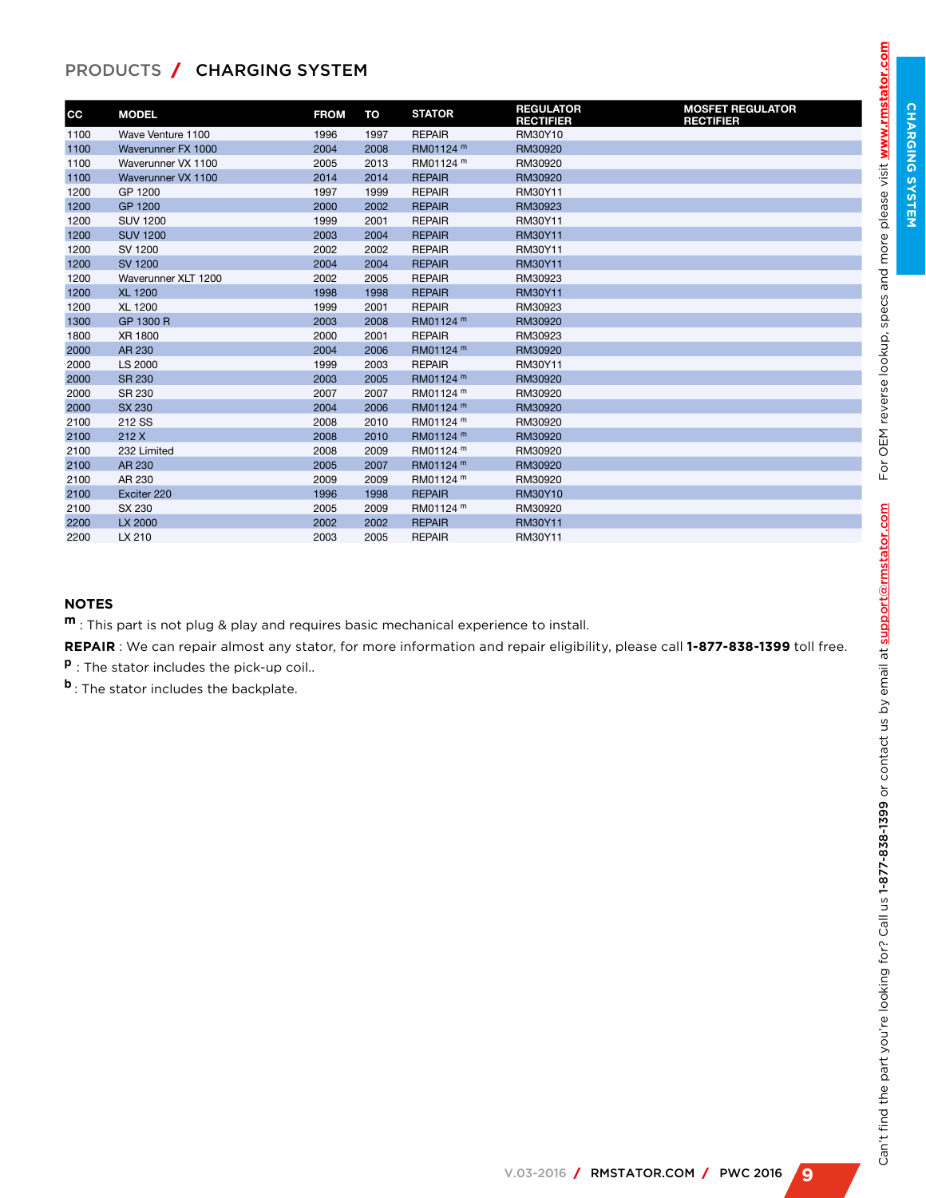PRODUCTS / CHARGING SYSTEM

| CC | MODEL | FROM | TO | STATOR | REGULATOR RECTIFIER | MOSFET REGULATOR RECTIFIER |
|---|---|---|---|---|---|---|
| 1100 | Wave Venture 1100 | 1996 | 1997 | REPAIR | RM30Y10 | |
| 1100 | Waverunner FX 1000 | 2004 | 2008 | RM01124 m | RM30920 | |
| 1100 | Waverunner VX 1100 | 2005 | 2013 | RM01124 m | RM30920 | |
| 1100 | Waverunner VX 1100 | 2014 | 2014 | REPAIR | RM30920 | |
| 1200 | GP 1200 | 1997 | 1999 | REPAIR | RM30Y11 | |
| 1200 | GP 1200 | 2000 | 2002 | REPAIR | RM30923 | |
| 1200 | SUV 1200 | 1999 | 2001 | REPAIR | RM30Y11 | |
| 1200 | SUV 1200 | 2003 | 2004 | REPAIR | RM30Y11 | |
| 1200 | SV 1200 | 2002 | 2002 | REPAIR | RM30Y11 | |
| 1200 | SV 1200 | 2004 | 2004 | REPAIR | RM30Y11 | |
| 1200 | Waverunner XLT 1200 | 2002 | 2005 | REPAIR | RM30923 | |
| 1200 | XL 1200 | 1998 | 1998 | REPAIR | RM30Y11 | |
| 1200 | XL 1200 | 1999 | 2001 | REPAIR | RM30923 | |
| 1300 | GP 1300 R | 2003 | 2008 | RM01124 m | RM30920 | |
| 1800 | XR 1800 | 2000 | 2001 | REPAIR | RM30923 | |
| 2000 | AR 230 | 2004 | 2006 | RM01124 m | RM30920 | |
| 2000 | LS 2000 | 1999 | 2003 | REPAIR | RM30Y11 | |
| 2000 | SR 230 | 2003 | 2005 | RM01124 m | RM30920 | |
| 2000 | SR 230 | 2007 | 2007 | RM01124 m | RM30920 | |
| 2000 | SX 230 | 2004 | 2006 | RM01124 m | RM30920 | |
| 2100 | 212 SS | 2008 | 2010 | RM01124 m | RM30920 | |
| 2100 | 212 X | 2008 | 2010 | RM01124 m | RM30920 | |
| 2100 | 232 Limited | 2008 | 2009 | RM01124 m | RM30920 | |
| 2100 | AR 230 | 2005 | 2007 | RM01124 m | RM30920 | |
| 2100 | AR 230 | 2009 | 2009 | RM01124 m | RM30920 | |
| 2100 | Exciter 220 | 1996 | 1998 | REPAIR | RM30Y10 | |
| 2100 | SX 230 | 2005 | 2009 | RM01124 m | RM30920 | |
| 2200 | LX 2000 | 2002 | 2002 | REPAIR | RM30Y11 | |
| 2200 | LX 210 | 2003 | 2005 | REPAIR | RM30Y11 | |

## NOTES

**m** : This part is not plug & play and requires basic mechanical experience to install.

**REPAIR** : We can repair almost any stator, for more information and repair eligibility, please call **1-877-838-1399** toll free.

**p** : The stator includes the pick-up coil..

**b** : The stator includes the backplate.

Can't find the part you're looking for? Call us **1-877-838-1399** or contact us by email at support@rmstator.com For OEM reverse lookup, specs and more please visit www.rmstator.com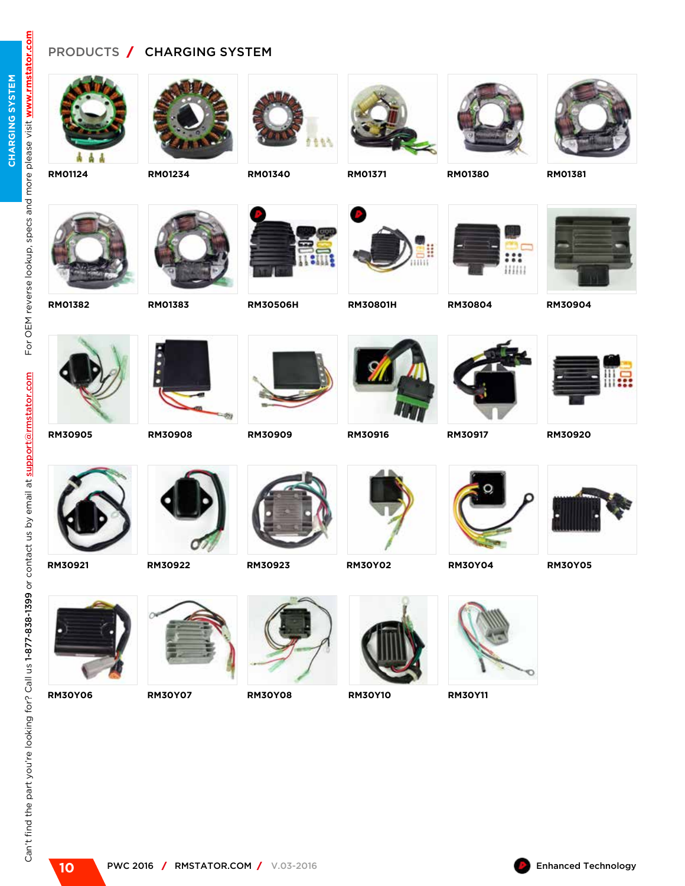# PRODUCTS / CHARGING SYSTEM

RM01124

RM01234

RM01340

RM01371

RM01380

RM01381

RM01382

RM01383

RM30506H

RM30801H

RM30804

RM30904

RM30905

RM30908

RM30909

RM30916

RM30917

RM30920

RM30921

RM30922

RM30923

RM30Y02

RM30Y04

RM30Y05

RM30Y06

RM30Y07

RM30Y08

RM30Y10

RM30Y11

Can't find the part you're looking for? Call us 1-877-838-1399 or contact us by email at support@rmstator.com For OEM reverse lookup, specs and more please visit www.rmstator.com

Enhanced Technology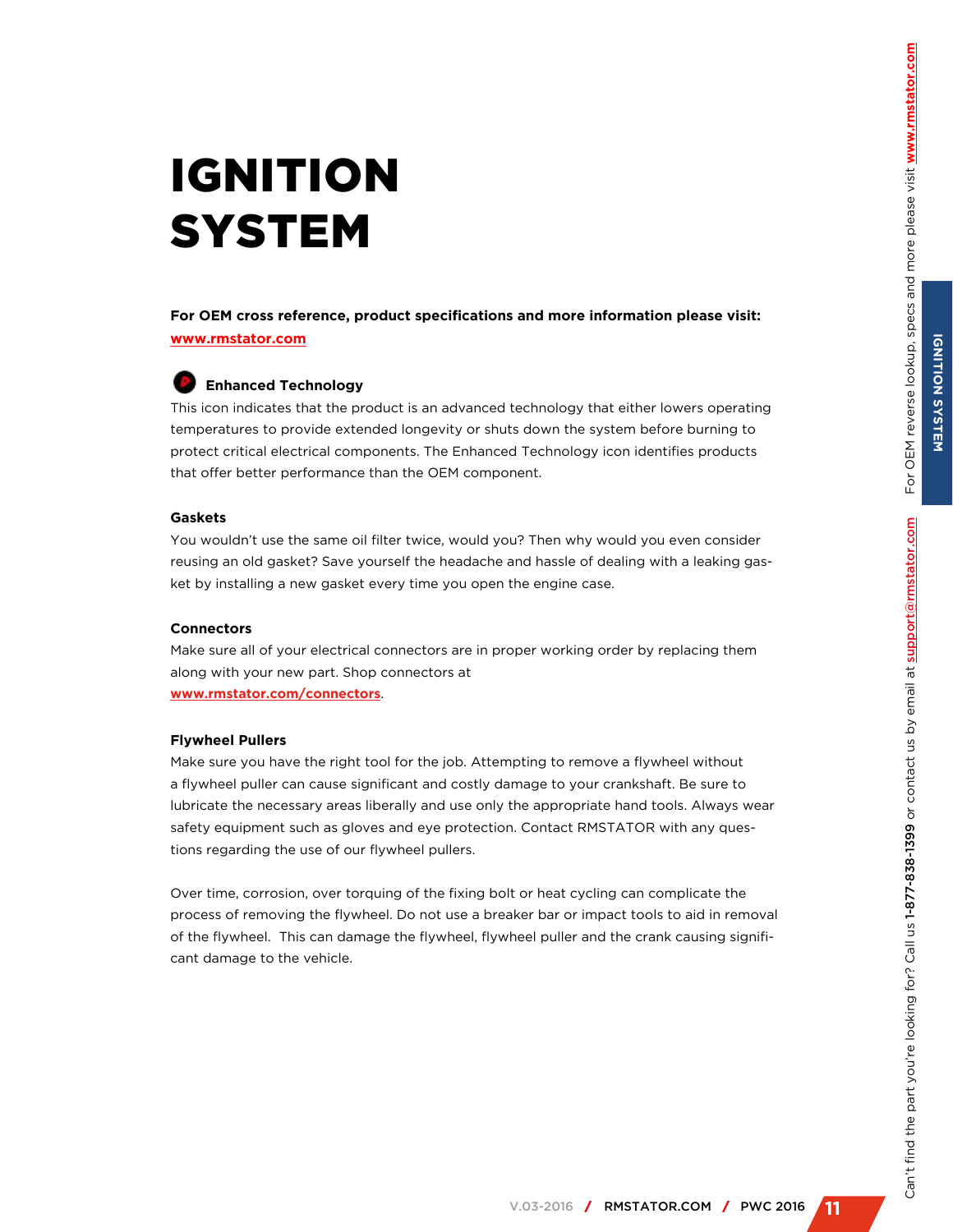# IGNITION SYSTEM

**For OEM cross reference, product specifications and more information please visit:** **www.rmstator.com**

### Enhanced Technology

This icon indicates that the product is an advanced technology that either lowers operating temperatures to provide extended longevity or shuts down the system before burning to protect critical electrical components. The Enhanced Technology icon identifies products that offer better performance than the OEM component.

### Gaskets

You wouldn't use the same oil filter twice, would you? Then why would you even consider reusing an old gasket? Save yourself the headache and hassle of dealing with a leaking gasket by installing a new gasket every time you open the engine case.

### Connectors

Make sure all of your electrical connectors are in proper working order by replacing them along with your new part. Shop connectors at **www.rmstator.com/connectors**.

### Flywheel Pullers

Make sure you have the right tool for the job. Attempting to remove a flywheel without a flywheel puller can cause significant and costly damage to your crankshaft. Be sure to lubricate the necessary areas liberally and use only the appropriate hand tools. Always wear safety equipment such as gloves and eye protection. Contact RMSTATOR with any questions regarding the use of our flywheel pullers.

Over time, corrosion, over torquing of the fixing bolt or heat cycling can complicate the process of removing the flywheel. Do not use a breaker bar or impact tools to aid in removal of the flywheel. This can damage the flywheel, flywheel puller and the crank causing significant damage to the vehicle.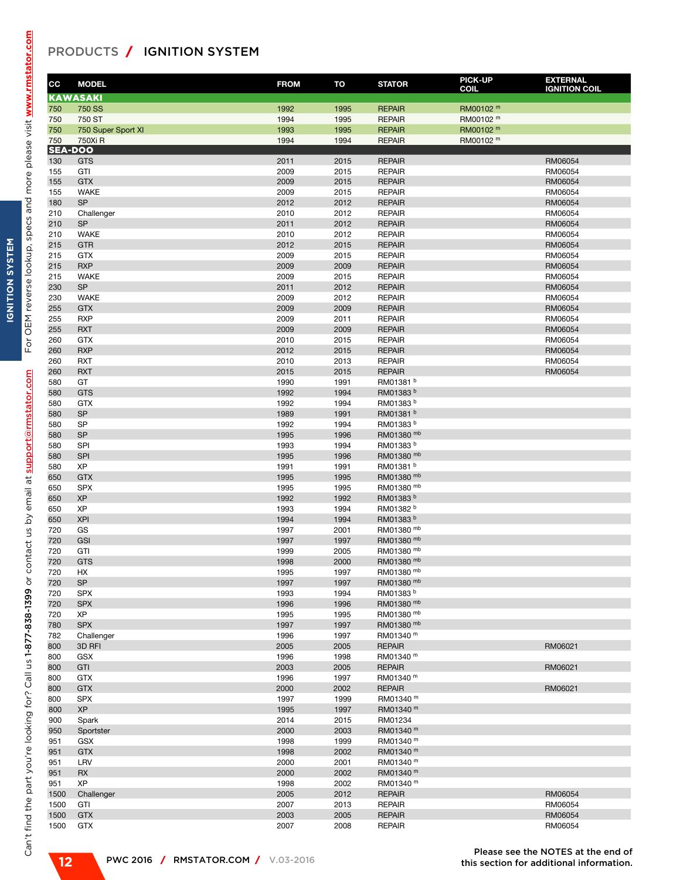# PRODUCTS / IGNITION SYSTEM

| CC | MODEL | FROM | TO | STATOR | PICK-UP COIL | EXTERNAL IGNITION COIL |
|---|---|---|---|---|---|---|
| **KAWASAKI** | | | | | | |
| 750 | 750 SS | 1992 | 1995 | REPAIR | RM00102 [m] | |
| 750 | 750 ST | 1994 | 1995 | REPAIR | RM00102 [m] | |
| 750 | 750 Super Sport XI | 1993 | 1995 | REPAIR | RM00102 [m] | |
| 750 | 750Xi R | 1994 | 1994 | REPAIR | RM00102 [m] | |
| **SEA-DOO** | | | | | | |
| 130 | GTS | 2011 | 2015 | REPAIR | | RM06054 |
| 155 | GTI | 2009 | 2015 | REPAIR | | RM06054 |
| 155 | GTX | 2009 | 2015 | REPAIR | | RM06054 |
| 155 | WAKE | 2009 | 2015 | REPAIR | | RM06054 |
| 180 | SP | 2012 | 2012 | REPAIR | | RM06054 |
| 210 | Challenger | 2010 | 2012 | REPAIR | | RM06054 |
| 210 | SP | 2011 | 2012 | REPAIR | | RM06054 |
| 210 | WAKE | 2010 | 2012 | REPAIR | | RM06054 |
| 215 | GTR | 2012 | 2015 | REPAIR | | RM06054 |
| 215 | GTX | 2009 | 2015 | REPAIR | | RM06054 |
| 215 | RXP | 2009 | 2009 | REPAIR | | RM06054 |
| 215 | WAKE | 2009 | 2015 | REPAIR | | RM06054 |
| 230 | SP | 2011 | 2012 | REPAIR | | RM06054 |
| 230 | WAKE | 2009 | 2012 | REPAIR | | RM06054 |
| 255 | GTX | 2009 | 2009 | REPAIR | | RM06054 |
| 255 | RXP | 2009 | 2011 | REPAIR | | RM06054 |
| 255 | RXT | 2009 | 2009 | REPAIR | | RM06054 |
| 260 | GTX | 2010 | 2015 | REPAIR | | RM06054 |
| 260 | RXP | 2012 | 2015 | REPAIR | | RM06054 |
| 260 | RXT | 2010 | 2013 | REPAIR | | RM06054 |
| 260 | RXT | 2015 | 2015 | REPAIR | | RM06054 |
| 580 | GT | 1990 | 1991 | RM01381 [b] | | |
| 580 | GTS | 1992 | 1994 | RM01383 [b] | | |
| 580 | GTX | 1992 | 1994 | RM01383 [b] | | |
| 580 | SP | 1989 | 1991 | RM01381 [b] | | |
| 580 | SP | 1992 | 1994 | RM01383 [b] | | |
| 580 | SP | 1995 | 1996 | RM01380 [mb] | | |
| 580 | SPI | 1993 | 1994 | RM01383 [b] | | |
| 580 | SPI | 1995 | 1996 | RM01380 [mb] | | |
| 580 | XP | 1991 | 1991 | RM01381 [b] | | |
| 650 | GTX | 1995 | 1995 | RM01380 [mb] | | |
| 650 | SPX | 1995 | 1995 | RM01380 [mb] | | |
| 650 | XP | 1992 | 1992 | RM01383 [b] | | |
| 650 | XP | 1993 | 1994 | RM01382 [b] | | |
| 650 | XPI | 1994 | 1994 | RM01383 [b] | | |
| 720 | GS | 1997 | 2001 | RM01380 [mb] | | |
| 720 | GSI | 1997 | 1997 | RM01380 [mb] | | |
| 720 | GTI | 1999 | 2005 | RM01380 [mb] | | |
| 720 | GTS | 1998 | 2000 | RM01380 [mb] | | |
| 720 | HX | 1995 | 1997 | RM01380 [mb] | | |
| 720 | SP | 1997 | 1997 | RM01380 [mb] | | |
| 720 | SPX | 1993 | 1994 | RM01383 [b] | | |
| 720 | SPX | 1996 | 1996 | RM01380 [mb] | | |
| 720 | XP | 1995 | 1995 | RM01380 [mb] | | |
| 780 | SPX | 1997 | 1997 | RM01380 [mb] | | |
| 782 | Challenger | 1996 | 1997 | RM01340 [m] | | |
| 800 | 3D RFI | 2005 | 2005 | REPAIR | | RM06021 |
| 800 | GSX | 1996 | 1998 | RM01340 [m] | | |
| 800 | GTI | 2003 | 2005 | REPAIR | | RM06021 |
| 800 | GTX | 1996 | 1997 | RM01340 [m] | | |
| 800 | GTX | 2000 | 2002 | REPAIR | | RM06021 |
| 800 | SPX | 1997 | 1999 | RM01340 [m] | | |
| 800 | XP | 1995 | 1997 | RM01340 [m] | | |
| 900 | Spark | 2014 | 2015 | RM01234 | | |
| 950 | Sportster | 2000 | 2003 | RM01340 [m] | | |
| 951 | GSX | 1998 | 1999 | RM01340 [m] | | |
| 951 | GTX | 1998 | 2002 | RM01340 [m] | | |
| 951 | LRV | 2000 | 2001 | RM01340 [m] | | |
| 951 | RX | 2000 | 2002 | RM01340 [m] | | |
| 951 | XP | 1998 | 2002 | RM01340 [m] | | |
| 1500 | Challenger | 2005 | 2012 | REPAIR | | RM06054 |
| 1500 | GTI | 2007 | 2013 | REPAIR | | RM06054 |
| 1500 | GTX | 2003 | 2005 | REPAIR | | RM06054 |
| 1500 | GTX | 2007 | 2008 | REPAIR | | RM06054 |

Please see the NOTES at the end of this section for additional information.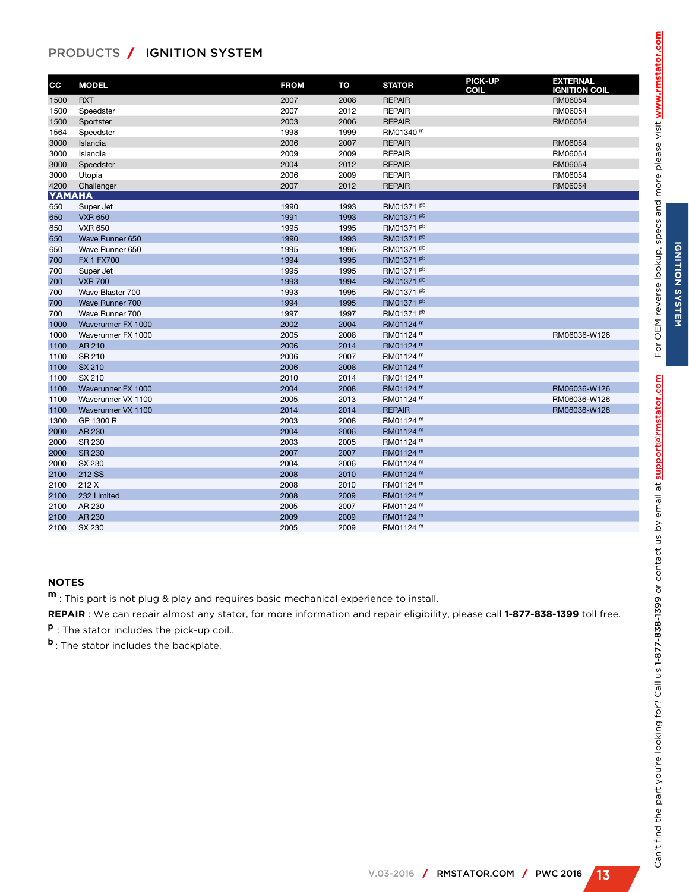## PRODUCTS / IGNITION SYSTEM

| CC | MODEL | FROM | TO | STATOR | PICK-UP COIL | EXTERNAL IGNITION COIL |
|---|---|---|---|---|---|---|
| 1500 | RXT | 2007 | 2008 | REPAIR | | RM06054 |
| 1500 | Speedster | 2007 | 2012 | REPAIR | | RM06054 |
| 1500 | Sportster | 2003 | 2006 | REPAIR | | RM06054 |
| 1564 | Speedster | 1998 | 1999 | RM01340 m | | |
| 3000 | Islandia | 2006 | 2007 | REPAIR | | RM06054 |
| 3000 | Islandia | 2009 | 2009 | REPAIR | | RM06054 |
| 3000 | Speedster | 2004 | 2012 | REPAIR | | RM06054 |
| 3000 | Utopia | 2006 | 2009 | REPAIR | | RM06054 |
| 4200 | Challenger | 2007 | 2012 | REPAIR | | RM06054 |
| **YAMAHA** | | | | | | |
| 650 | Super Jet | 1990 | 1993 | RM01371 pb | | |
| 650 | VXR 650 | 1991 | 1993 | RM01371 pb | | |
| 650 | VXR 650 | 1995 | 1995 | RM01371 pb | | |
| 650 | Wave Runner 650 | 1990 | 1993 | RM01371 pb | | |
| 650 | Wave Runner 650 | 1995 | 1995 | RM01371 pb | | |
| 700 | FX 1 FX700 | 1994 | 1995 | RM01371 pb | | |
| 700 | Super Jet | 1995 | 1995 | RM01371 pb | | |
| 700 | VXR 700 | 1993 | 1994 | RM01371 pb | | |
| 700 | Wave Blaster 700 | 1993 | 1995 | RM01371 pb | | |
| 700 | Wave Runner 700 | 1994 | 1995 | RM01371 pb | | |
| 700 | Wave Runner 700 | 1997 | 1997 | RM01371 pb | | |
| 1000 | Waverunner FX 1000 | 2002 | 2004 | RM01124 m | | |
| 1000 | Waverunner FX 1000 | 2005 | 2008 | RM01124 m | | RM06036-W126 |
| 1100 | AR 210 | 2006 | 2014 | RM01124 m | | |
| 1100 | SR 210 | 2006 | 2007 | RM01124 m | | |
| 1100 | SX 210 | 2006 | 2008 | RM01124 m | | |
| 1100 | SX 210 | 2010 | 2014 | RM01124 m | | |
| 1100 | Waverunner FX 1000 | 2004 | 2008 | RM01124 m | | RM06036-W126 |
| 1100 | Waverunner VX 1100 | 2005 | 2013 | RM01124 m | | RM06036-W126 |
| 1100 | Waverunner VX 1100 | 2014 | 2014 | REPAIR | | RM06036-W126 |
| 1300 | GP 1300 R | 2003 | 2008 | RM01124 m | | |
| 2000 | AR 230 | 2004 | 2006 | RM01124 m | | |
| 2000 | SR 230 | 2003 | 2005 | RM01124 m | | |
| 2000 | SR 230 | 2007 | 2007 | RM01124 m | | |
| 2000 | SX 230 | 2004 | 2006 | RM01124 m | | |
| 2100 | 212 SS | 2008 | 2010 | RM01124 m | | |
| 2100 | 212 X | 2008 | 2010 | RM01124 m | | |
| 2100 | 232 Limited | 2008 | 2009 | RM01124 m | | |
| 2100 | AR 230 | 2005 | 2007 | RM01124 m | | |
| 2100 | AR 230 | 2009 | 2009 | RM01124 m | | |
| 2100 | SX 230 | 2005 | 2009 | RM01124 m | | |

### NOTES

**m** : This part is not plug & play and requires basic mechanical experience to install.

**REPAIR** : We can repair almost any stator, for more information and repair eligibility, please call **1-877-838-1399** toll free.

**p** : The stator includes the pick-up coil..

**b** : The stator includes the backplate.

Can't find the part you're looking for? Call us **1-877-838-1399** or contact us by email at **support@rmstator.com** For OEM reverse lookup, specs and more please visit **www.rmstator.com**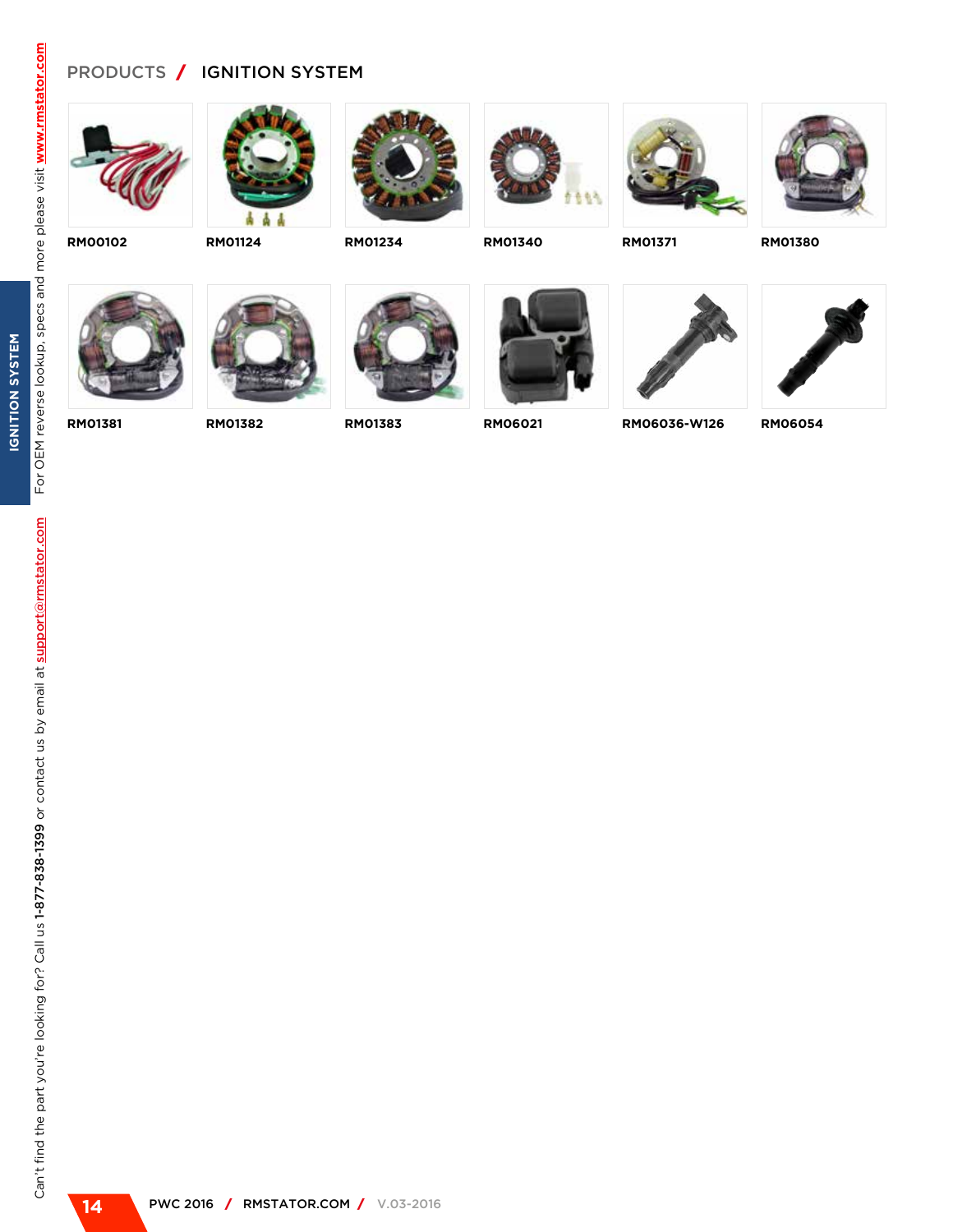# PRODUCTS / IGNITION SYSTEM

RM00102

RM01124

RM01234

RM01340

RM01371

RM01380

RM01381

RM01382

RM01383

RM06021

RM06036-W126

RM06054

Can't find the part you're looking for? Call us 1-877-838-1399 or contact us by email at support@rmstator.com

For OEM reverse lookup, specs and more please visit www.rmstator.com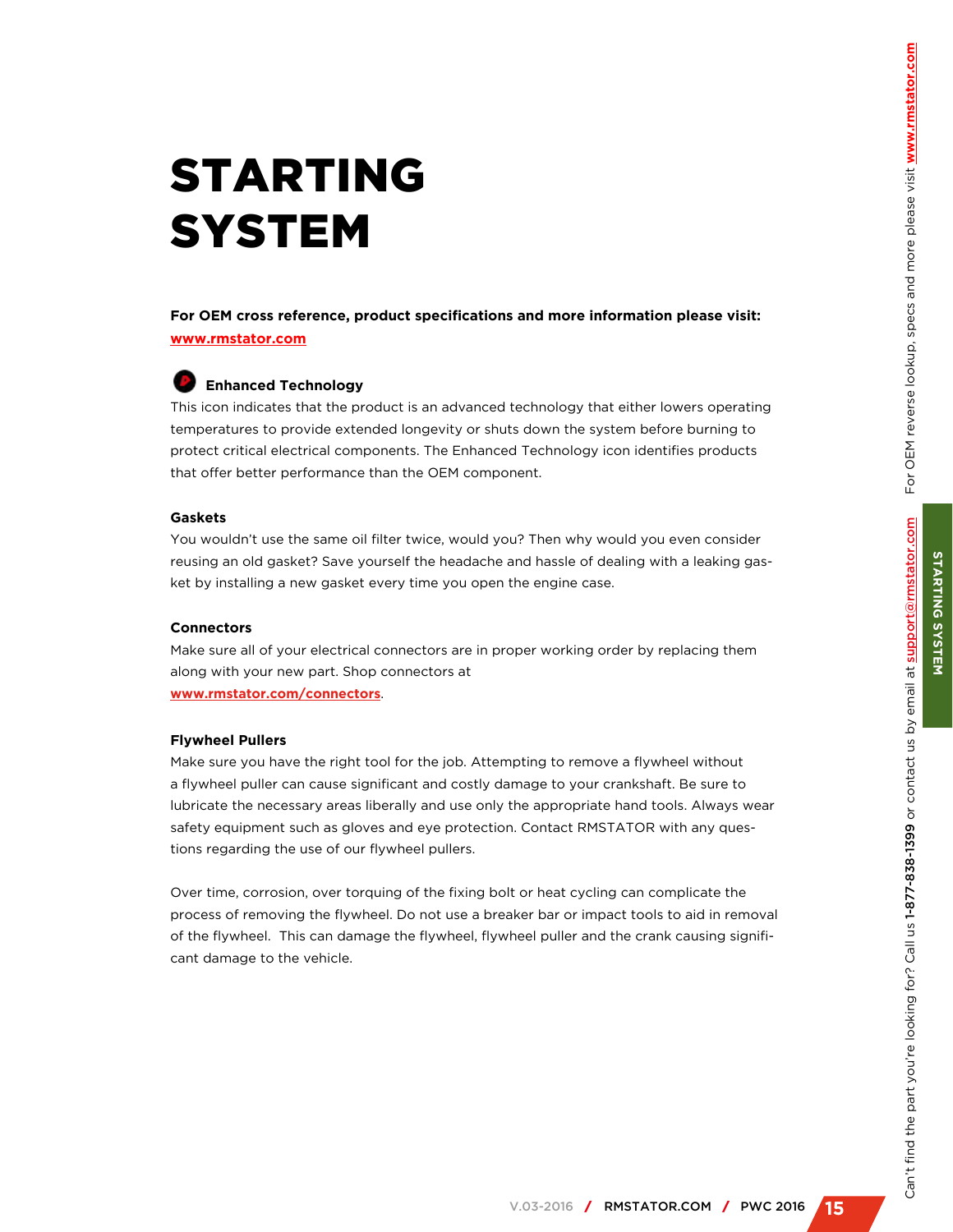# STARTING SYSTEM

**For OEM cross reference, product specifications and more information please visit:** **www.rmstator.com**

### Enhanced Technology

This icon indicates that the product is an advanced technology that either lowers operating temperatures to provide extended longevity or shuts down the system before burning to protect critical electrical components. The Enhanced Technology icon identifies products that offer better performance than the OEM component.

### Gaskets

You wouldn't use the same oil filter twice, would you? Then why would you even consider reusing an old gasket? Save yourself the headache and hassle of dealing with a leaking gasket by installing a new gasket every time you open the engine case.

### Connectors

Make sure all of your electrical connectors are in proper working order by replacing them along with your new part. Shop connectors at **www.rmstator.com/connectors**.

### Flywheel Pullers

Make sure you have the right tool for the job. Attempting to remove a flywheel without a flywheel puller can cause significant and costly damage to your crankshaft. Be sure to lubricate the necessary areas liberally and use only the appropriate hand tools. Always wear safety equipment such as gloves and eye protection. Contact RMSTATOR with any questions regarding the use of our flywheel pullers.

Over time, corrosion, over torquing of the fixing bolt or heat cycling can complicate the process of removing the flywheel. Do not use a breaker bar or impact tools to aid in removal of the flywheel. This can damage the flywheel, flywheel puller and the crank causing significant damage to the vehicle.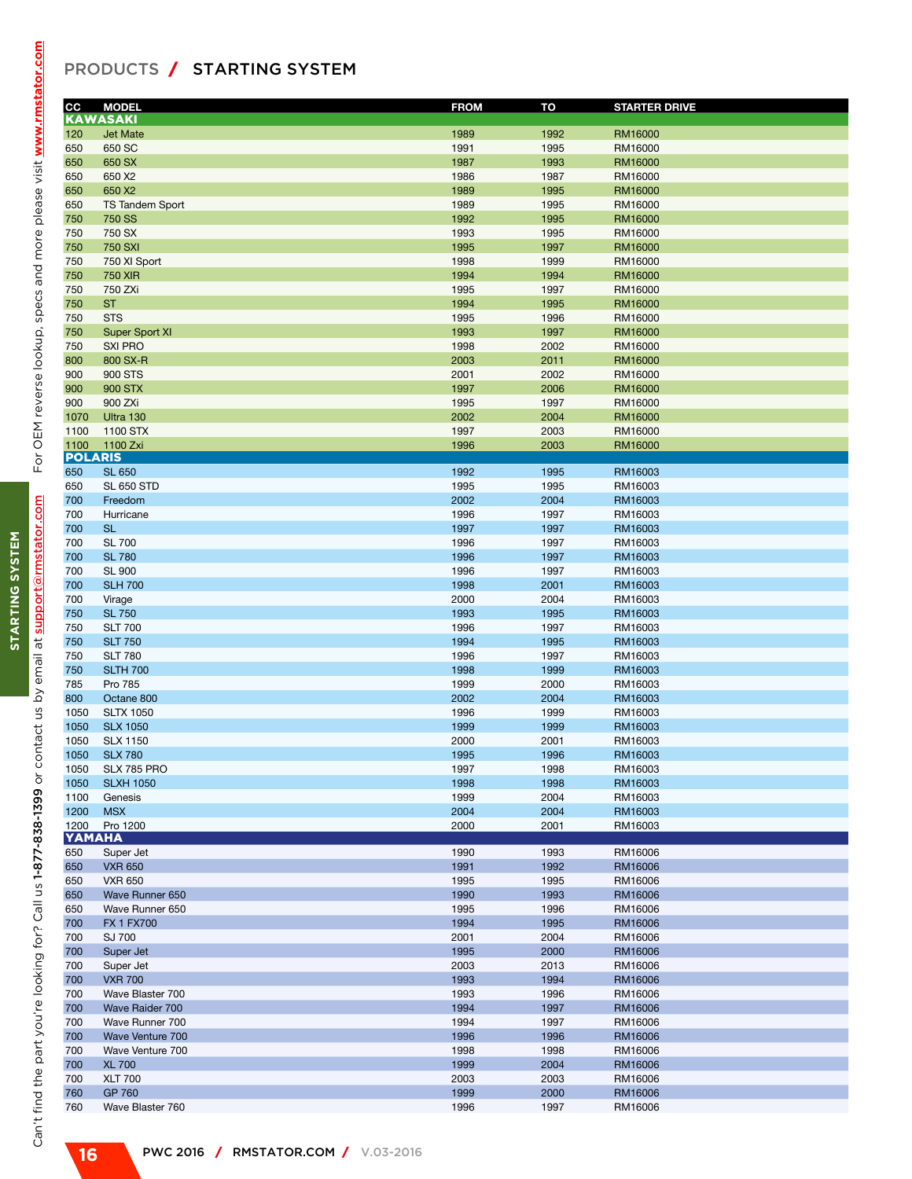# PRODUCTS / STARTING SYSTEM

| CC | MODEL | FROM | TO | STARTER DRIVE |
|---|---|---|---|---|
| **KAWASAKI** | | | | |
| 120 | Jet Mate | 1989 | 1992 | RM16000 |
| 650 | 650 SC | 1991 | 1995 | RM16000 |
| 650 | 650 SX | 1987 | 1993 | RM16000 |
| 650 | 650 X2 | 1986 | 1987 | RM16000 |
| 650 | 650 X2 | 1989 | 1995 | RM16000 |
| 650 | TS Tandem Sport | 1989 | 1995 | RM16000 |
| 750 | 750 SS | 1992 | 1995 | RM16000 |
| 750 | 750 SX | 1993 | 1995 | RM16000 |
| 750 | 750 SXI | 1995 | 1997 | RM16000 |
| 750 | 750 XI Sport | 1998 | 1999 | RM16000 |
| 750 | 750 XIR | 1994 | 1994 | RM16000 |
| 750 | 750 ZXi | 1995 | 1997 | RM16000 |
| 750 | ST | 1994 | 1995 | RM16000 |
| 750 | STS | 1995 | 1996 | RM16000 |
| 750 | Super Sport XI | 1993 | 1997 | RM16000 |
| 750 | SXI PRO | 1998 | 2002 | RM16000 |
| 800 | 800 SX-R | 2003 | 2011 | RM16000 |
| 900 | 900 STS | 2001 | 2002 | RM16000 |
| 900 | 900 STX | 1997 | 2006 | RM16000 |
| 900 | 900 ZXi | 1995 | 1997 | RM16000 |
| 1070 | Ultra 130 | 2002 | 2004 | RM16000 |
| 1100 | 1100 STX | 1997 | 2003 | RM16000 |
| 1100 | 1100 Zxi | 1996 | 2003 | RM16000 |
| **POLARIS** | | | | |
| 650 | SL 650 | 1992 | 1995 | RM16003 |
| 650 | SL 650 STD | 1995 | 1995 | RM16003 |
| 700 | Freedom | 2002 | 2004 | RM16003 |
| 700 | Hurricane | 1996 | 1997 | RM16003 |
| 700 | SL | 1997 | 1997 | RM16003 |
| 700 | SL 700 | 1996 | 1997 | RM16003 |
| 700 | SL 780 | 1996 | 1997 | RM16003 |
| 700 | SL 900 | 1996 | 1997 | RM16003 |
| 700 | SLH 700 | 1998 | 2001 | RM16003 |
| 700 | Virage | 2000 | 2004 | RM16003 |
| 750 | SL 750 | 1993 | 1995 | RM16003 |
| 750 | SLT 700 | 1996 | 1997 | RM16003 |
| 750 | SLT 750 | 1994 | 1995 | RM16003 |
| 750 | SLT 780 | 1996 | 1997 | RM16003 |
| 750 | SLTH 700 | 1998 | 1999 | RM16003 |
| 785 | Pro 785 | 1999 | 2000 | RM16003 |
| 800 | Octane 800 | 2002 | 2004 | RM16003 |
| 1050 | SLTX 1050 | 1996 | 1999 | RM16003 |
| 1050 | SLX 1050 | 1999 | 1999 | RM16003 |
| 1050 | SLX 1150 | 2000 | 2001 | RM16003 |
| 1050 | SLX 780 | 1995 | 1996 | RM16003 |
| 1050 | SLX 785 PRO | 1997 | 1998 | RM16003 |
| 1050 | SLXH 1050 | 1998 | 1998 | RM16003 |
| 1100 | Genesis | 1999 | 2004 | RM16003 |
| 1200 | MSX | 2004 | 2004 | RM16003 |
| 1200 | Pro 1200 | 2000 | 2001 | RM16003 |
| **YAMAHA** | | | | |
| 650 | Super Jet | 1990 | 1993 | RM16006 |
| 650 | VXR 650 | 1991 | 1992 | RM16006 |
| 650 | VXR 650 | 1995 | 1995 | RM16006 |
| 650 | Wave Runner 650 | 1990 | 1993 | RM16006 |
| 650 | Wave Runner 650 | 1995 | 1996 | RM16006 |
| 700 | FX 1 FX700 | 1994 | 1995 | RM16006 |
| 700 | SJ 700 | 2001 | 2004 | RM16006 |
| 700 | Super Jet | 1995 | 2000 | RM16006 |
| 700 | Super Jet | 2003 | 2013 | RM16006 |
| 700 | VXR 700 | 1993 | 1994 | RM16006 |
| 700 | Wave Blaster 700 | 1993 | 1996 | RM16006 |
| 700 | Wave Raider 700 | 1994 | 1997 | RM16006 |
| 700 | Wave Runner 700 | 1994 | 1997 | RM16006 |
| 700 | Wave Venture 700 | 1996 | 1996 | RM16006 |
| 700 | Wave Venture 700 | 1998 | 1998 | RM16006 |
| 700 | XL 700 | 1999 | 2004 | RM16006 |
| 700 | XLT 700 | 2003 | 2003 | RM16006 |
| 760 | GP 760 | 1999 | 2000 | RM16006 |
| 760 | Wave Blaster 760 | 1996 | 1997 | RM16006 |

Can't find the part you're looking for? Call us 1-877-838-1399 or contact us by email at support@rmstator.com For OEM reverse lookup, specs and more please visit www.rmstator.com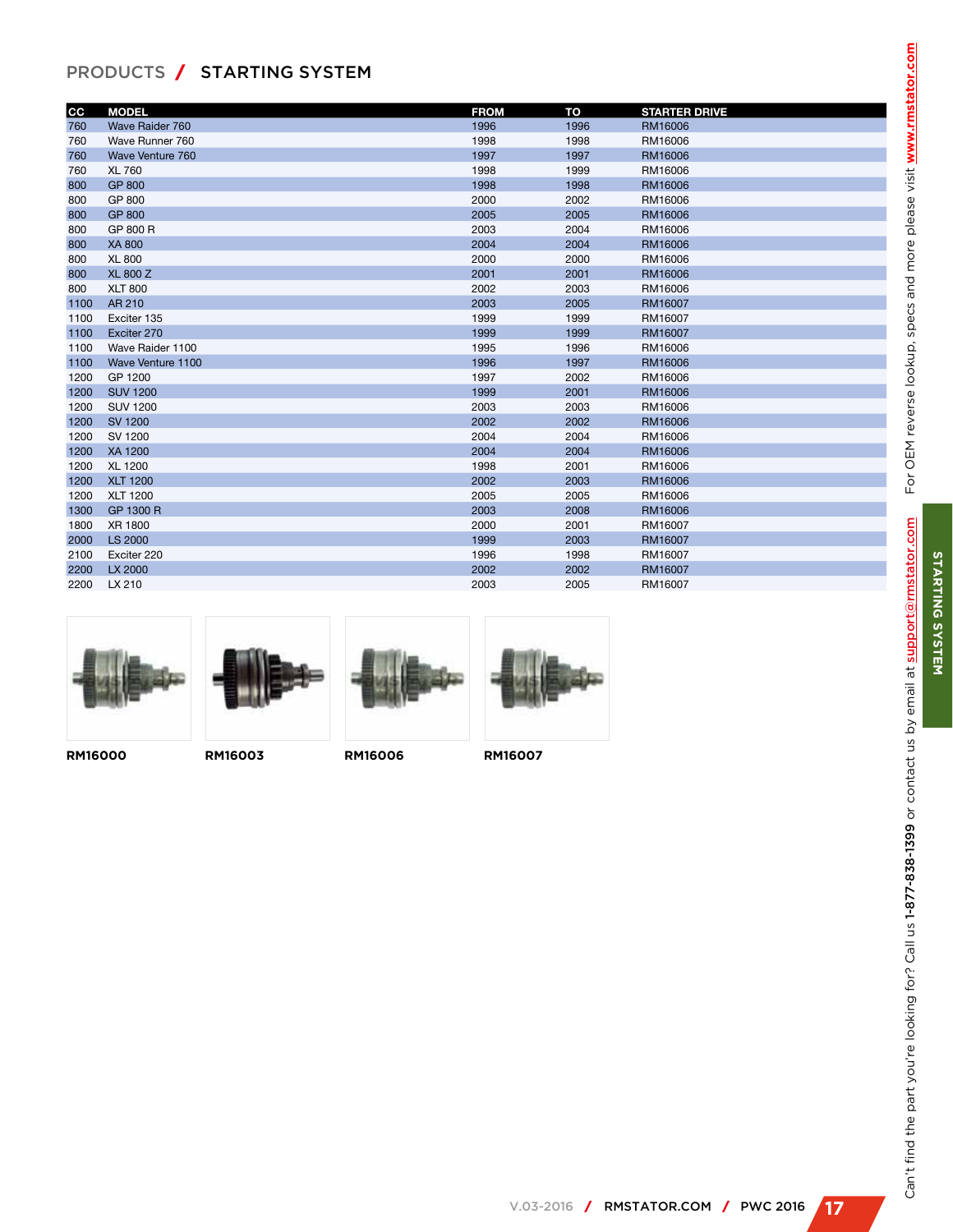PRODUCTS / **STARTING SYSTEM**

| CC | MODEL | FROM | TO | STARTER DRIVE |
|---|---|---|---|---|
| 760 | Wave Raider 760 | 1996 | 1996 | RM16006 |
| 760 | Wave Runner 760 | 1998 | 1998 | RM16006 |
| 760 | Wave Venture 760 | 1997 | 1997 | RM16006 |
| 760 | XL 760 | 1998 | 1999 | RM16006 |
| 800 | GP 800 | 1998 | 1998 | RM16006 |
| 800 | GP 800 | 2000 | 2002 | RM16006 |
| 800 | GP 800 | 2005 | 2005 | RM16006 |
| 800 | GP 800 R | 2003 | 2004 | RM16006 |
| 800 | XA 800 | 2004 | 2004 | RM16006 |
| 800 | XL 800 | 2000 | 2000 | RM16006 |
| 800 | XL 800 Z | 2001 | 2001 | RM16006 |
| 800 | XLT 800 | 2002 | 2003 | RM16006 |
| 1100 | AR 210 | 2003 | 2005 | RM16007 |
| 1100 | Exciter 135 | 1999 | 1999 | RM16007 |
| 1100 | Exciter 270 | 1999 | 1999 | RM16007 |
| 1100 | Wave Raider 1100 | 1995 | 1996 | RM16006 |
| 1100 | Wave Venture 1100 | 1996 | 1997 | RM16006 |
| 1200 | GP 1200 | 1997 | 2002 | RM16006 |
| 1200 | SUV 1200 | 1999 | 2001 | RM16006 |
| 1200 | SUV 1200 | 2003 | 2003 | RM16006 |
| 1200 | SV 1200 | 2002 | 2002 | RM16006 |
| 1200 | SV 1200 | 2004 | 2004 | RM16006 |
| 1200 | XA 1200 | 2004 | 2004 | RM16006 |
| 1200 | XL 1200 | 1998 | 2001 | RM16006 |
| 1200 | XLT 1200 | 2002 | 2003 | RM16006 |
| 1200 | XLT 1200 | 2005 | 2005 | RM16006 |
| 1300 | GP 1300 R | 2003 | 2008 | RM16006 |
| 1800 | XR 1800 | 2000 | 2001 | RM16007 |
| 2000 | LS 2000 | 1999 | 2003 | RM16007 |
| 2100 | Exciter 220 | 1996 | 1998 | RM16007 |
| 2200 | LX 2000 | 2002 | 2002 | RM16007 |
| 2200 | LX 210 | 2003 | 2005 | RM16007 |

**RM16000** **RM16003** **RM16006** **RM16007**

Can't find the part you're looking for? Call us **1-877-838-1399** or contact us by email at support@rmstator.com For OEM reverse lookup, specs and more please visit **www.rmstator.com**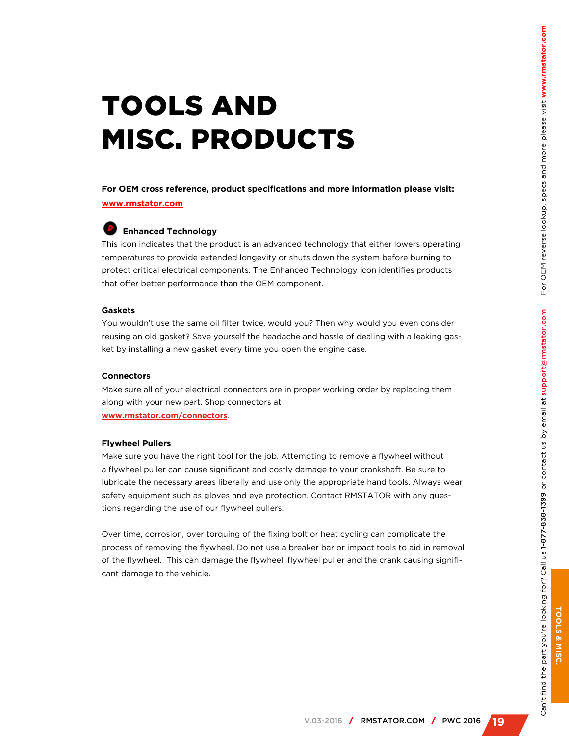# TOOLS AND MISC. PRODUCTS

**For OEM cross reference, product specifications and more information please visit: www.rmstator.com**

**Enhanced Technology**

This icon indicates that the product is an advanced technology that either lowers operating temperatures to provide extended longevity or shuts down the system before burning to protect critical electrical components. The Enhanced Technology icon identifies products that offer better performance than the OEM component.

**Gaskets**

You wouldn't use the same oil filter twice, would you? Then why would you even consider reusing an old gasket? Save yourself the headache and hassle of dealing with a leaking gasket by installing a new gasket every time you open the engine case.

**Connectors**

Make sure all of your electrical connectors are in proper working order by replacing them along with your new part. Shop connectors at **www.rmstator.com/connectors**.

**Flywheel Pullers**

Make sure you have the right tool for the job. Attempting to remove a flywheel without a flywheel puller can cause significant and costly damage to your crankshaft. Be sure to lubricate the necessary areas liberally and use only the appropriate hand tools. Always wear safety equipment such as gloves and eye protection. Contact RMSTATOR with any questions regarding the use of our flywheel pullers.

Over time, corrosion, over torquing of the fixing bolt or heat cycling can complicate the process of removing the flywheel. Do not use a breaker bar or impact tools to aid in removal of the flywheel. This can damage the flywheel, flywheel puller and the crank causing significant damage to the vehicle.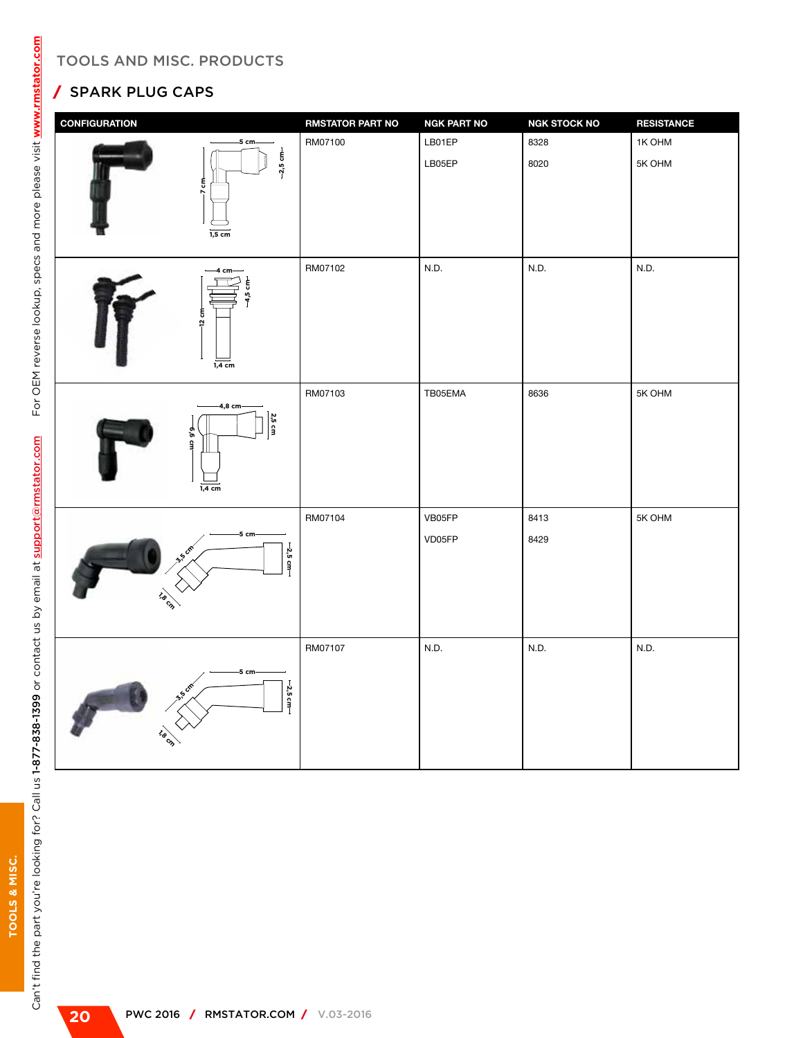TOOLS AND MISC. PRODUCTS

## / SPARK PLUG CAPS

| CONFIGURATION | RMSTATOR PART NO | NGK PART NO | NGK STOCK NO | RESISTANCE |
|---|---|---|---|---|
| 5 cm, 2,5 cm, 7 cm, 1,5 cm | RM07100 | LB01EP<br>LB05EP | 8328<br>8020 | 1K OHM<br>5K OHM |
| 4 cm, 4,5 cm, 12 cm, 1,4 cm | RM07102 | N.D. | N.D. | N.D. |
| 4,8 cm, 2,5 cm, 6,9 cm, 1,4 cm | RM07103 | TB05EMA | 8636 | 5K OHM |
| 5 cm, 2,5 cm, 3,5 cm, 1,8 cm | RM07104 | VB05FP<br>VD05FP | 8413<br>8429 | 5K OHM |
| 5 cm, 2,5 cm, 3,5 cm, 1,8 cm | RM07107 | N.D. | N.D. | N.D. |

Can't find the part you're looking for? Call us 1-877-838-1399 or contact us by email at support@rmstator.com For OEM reverse lookup, specs and more please visit www.rmstator.com

TOOLS & MISC.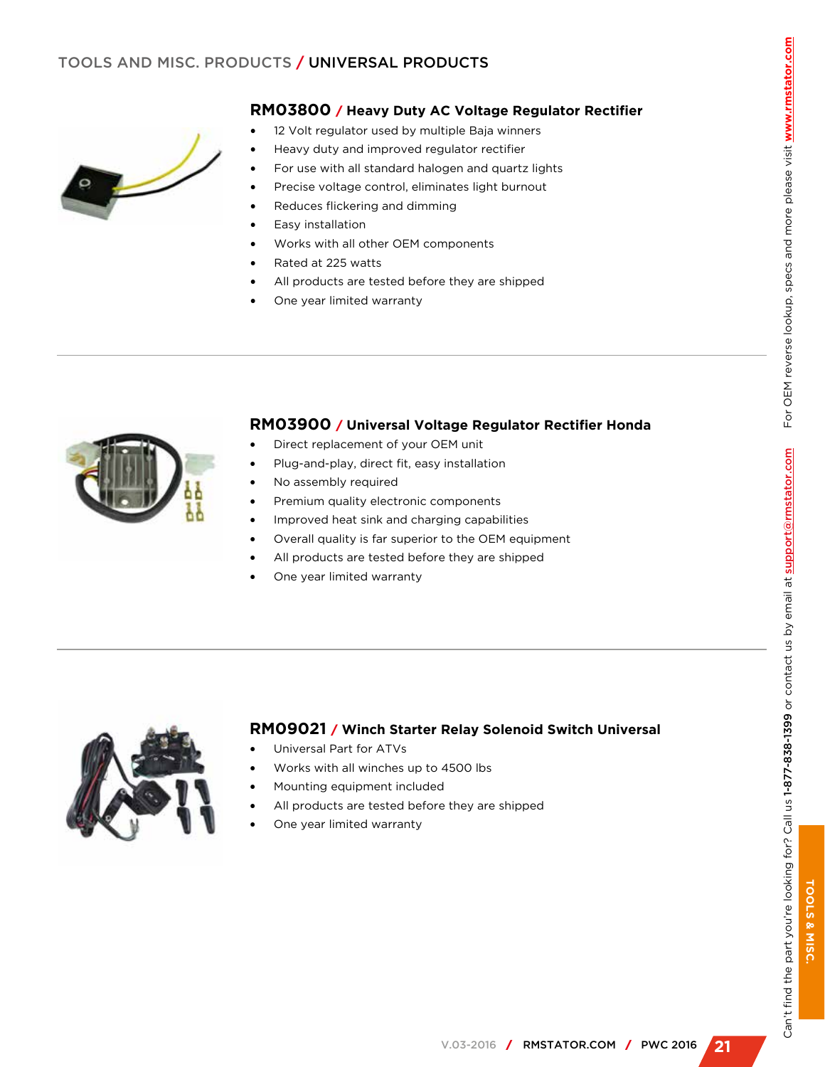TOOLS AND MISC. PRODUCTS / UNIVERSAL PRODUCTS

## RM03800 / Heavy Duty AC Voltage Regulator Rectifier

- 12 Volt regulator used by multiple Baja winners
- Heavy duty and improved regulator rectifier
- For use with all standard halogen and quartz lights
- Precise voltage control, eliminates light burnout
- Reduces flickering and dimming
- Easy installation
- Works with all other OEM components
- Rated at 225 watts
- All products are tested before they are shipped
- One year limited warranty

## RM03900 / Universal Voltage Regulator Rectifier Honda

- Direct replacement of your OEM unit
- Plug-and-play, direct fit, easy installation
- No assembly required
- Premium quality electronic components
- Improved heat sink and charging capabilities
- Overall quality is far superior to the OEM equipment
- All products are tested before they are shipped
- One year limited warranty

## RM09021 / Winch Starter Relay Solenoid Switch Universal

- Universal Part for ATVs
- Works with all winches up to 4500 lbs
- Mounting equipment included
- All products are tested before they are shipped
- One year limited warranty

Can't find the part you're looking for? Call us 1-877-838-1399 or contact us by email at support@rmstator.com For OEM reverse lookup, specs and more please visit www.rmstator.com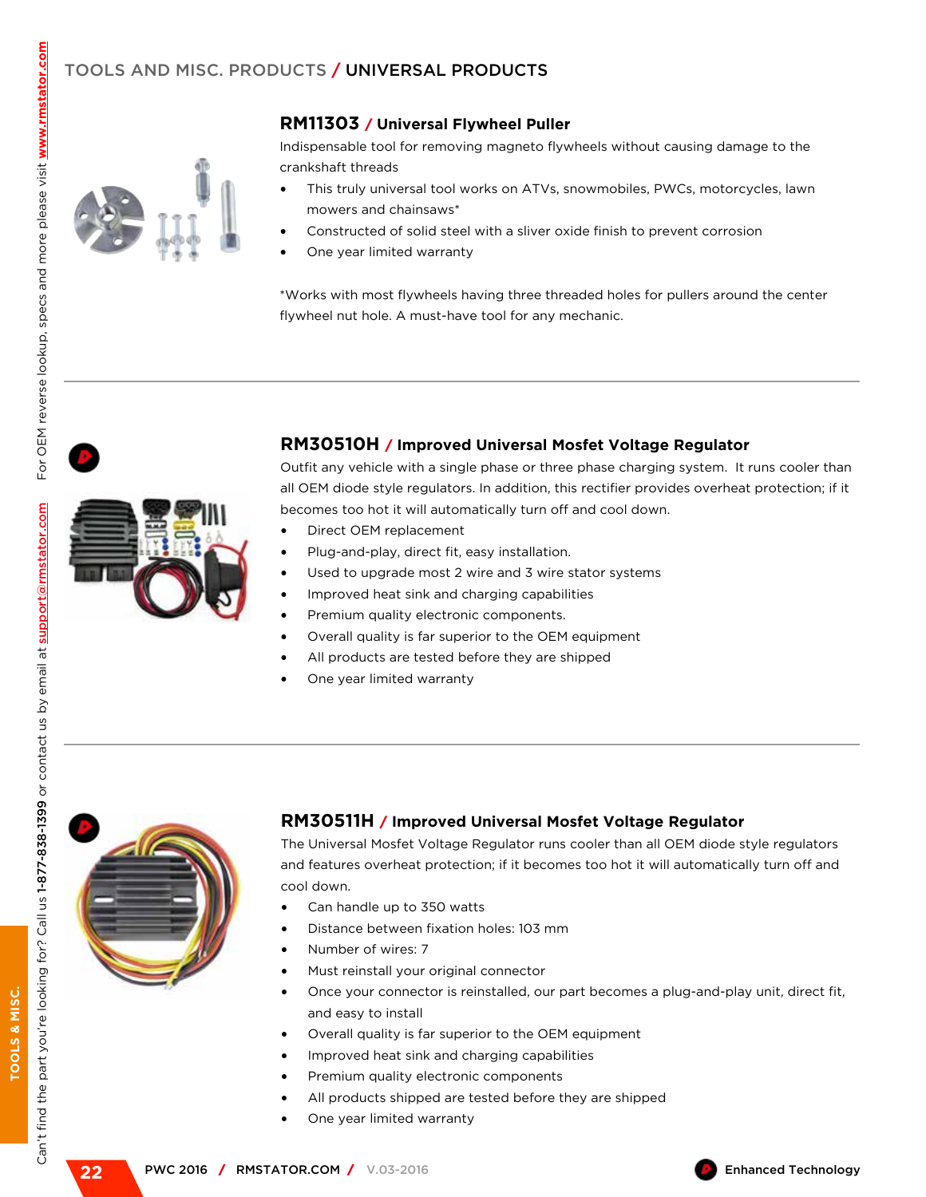# TOOLS AND MISC. PRODUCTS / UNIVERSAL PRODUCTS

## RM11303 / Universal Flywheel Puller

Indispensable tool for removing magneto flywheels without causing damage to the crankshaft threads

- This truly universal tool works on ATVs, snowmobiles, PWCs, motorcycles, lawn mowers and chainsaws*
- Constructed of solid steel with a sliver oxide finish to prevent corrosion
- One year limited warranty

*Works with most flywheels having three threaded holes for pullers around the center flywheel nut hole. A must-have tool for any mechanic.

---

## RM30510H / Improved Universal Mosfet Voltage Regulator

Outfit any vehicle with a single phase or three phase charging system. It runs cooler than all OEM diode style regulators. In addition, this rectifier provides overheat protection; if it becomes too hot it will automatically turn off and cool down.

- Direct OEM replacement
- Plug-and-play, direct fit, easy installation.
- Used to upgrade most 2 wire and 3 wire stator systems
- Improved heat sink and charging capabilities
- Premium quality electronic components.
- Overall quality is far superior to the OEM equipment
- All products are tested before they are shipped
- One year limited warranty

---

## RM30511H / Improved Universal Mosfet Voltage Regulator

The Universal Mosfet Voltage Regulator runs cooler than all OEM diode style regulators and features overheat protection; if it becomes too hot it will automatically turn off and cool down.

- Can handle up to 350 watts
- Distance between fixation holes: 103 mm
- Number of wires: 7
- Must reinstall your original connector
- Once your connector is reinstalled, our part becomes a plug-and-play unit, direct fit, and easy to install
- Overall quality is far superior to the OEM equipment
- Improved heat sink and charging capabilities
- Premium quality electronic components
- All products shipped are tested before they are shipped
- One year limited warranty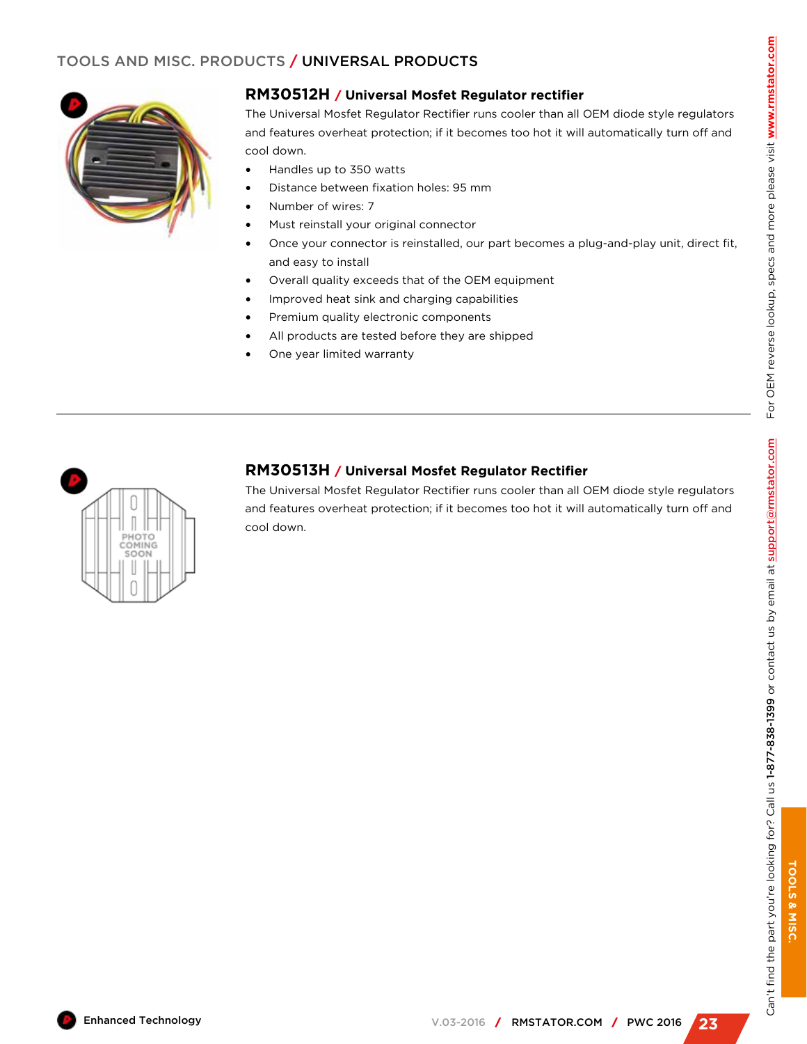## TOOLS AND MISC. PRODUCTS / UNIVERSAL PRODUCTS

### RM30512H / Universal Mosfet Regulator rectifier

The Universal Mosfet Regulator Rectifier runs cooler than all OEM diode style regulators and features overheat protection; if it becomes too hot it will automatically turn off and cool down.

- Handles up to 350 watts
- Distance between fixation holes: 95 mm
- Number of wires: 7
- Must reinstall your original connector
- Once your connector is reinstalled, our part becomes a plug-and-play unit, direct fit, and easy to install
- Overall quality exceeds that of the OEM equipment
- Improved heat sink and charging capabilities
- Premium quality electronic components
- All products are tested before they are shipped
- One year limited warranty

---

### RM30513H / Universal Mosfet Regulator Rectifier

PHOTO COMING SOON

The Universal Mosfet Regulator Rectifier runs cooler than all OEM diode style regulators and features overheat protection; if it becomes too hot it will automatically turn off and cool down.

Enhanced Technology

Can't find the part you're looking for? Call us 1-877-838-1399 or contact us by email at support@rmstator.com For OEM reverse lookup, specs and more please visit www.rmstator.com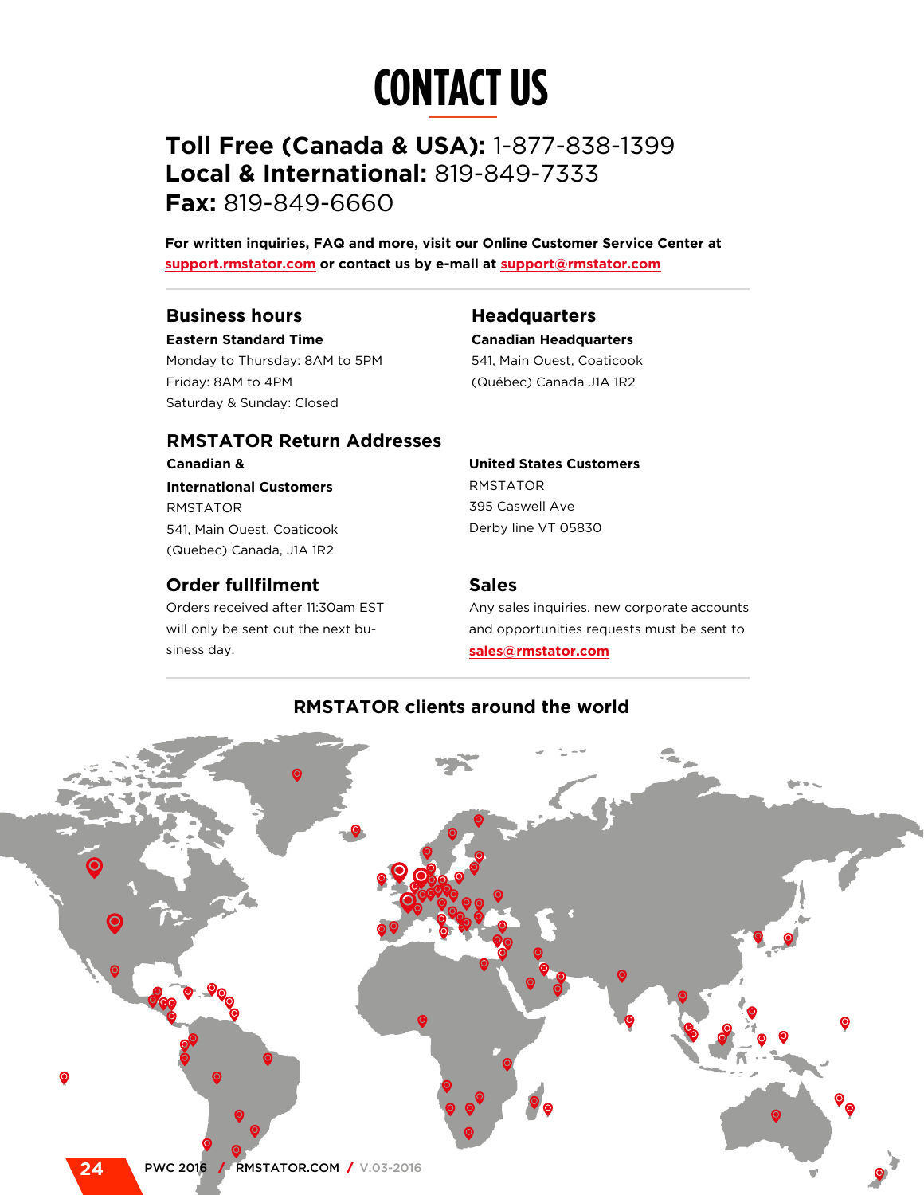# CONTACT US

**Toll Free (Canada & USA):** 1-877-838-1399
**Local & International:** 819-849-7333
**Fax:** 819-849-6660

**For written inquiries, FAQ and more, visit our Online Customer Service Center at support.rmstator.com or contact us by e-mail at support@rmstator.com**

## Business hours

**Eastern Standard Time**

Monday to Thursday: 8AM to 5PM
Friday: 8AM to 4PM
Saturday & Sunday: Closed

## Headquarters

**Canadian Headquarters**

541, Main Ouest, Coaticook
(Québec) Canada J1A 1R2

## RMSTATOR Return Addresses

**Canadian & International Customers**

RMSTATOR
541, Main Ouest, Coaticook
(Quebec) Canada, J1A 1R2

**United States Customers**

RMSTATOR
395 Caswell Ave
Derby line VT 05830

## Order fullfilment

Orders received after 11:30am EST will only be sent out the next business day.

## Sales

Any sales inquiries. new corporate accounts and opportunities requests must be sent to **sales@rmstator.com**

### RMSTATOR clients around the world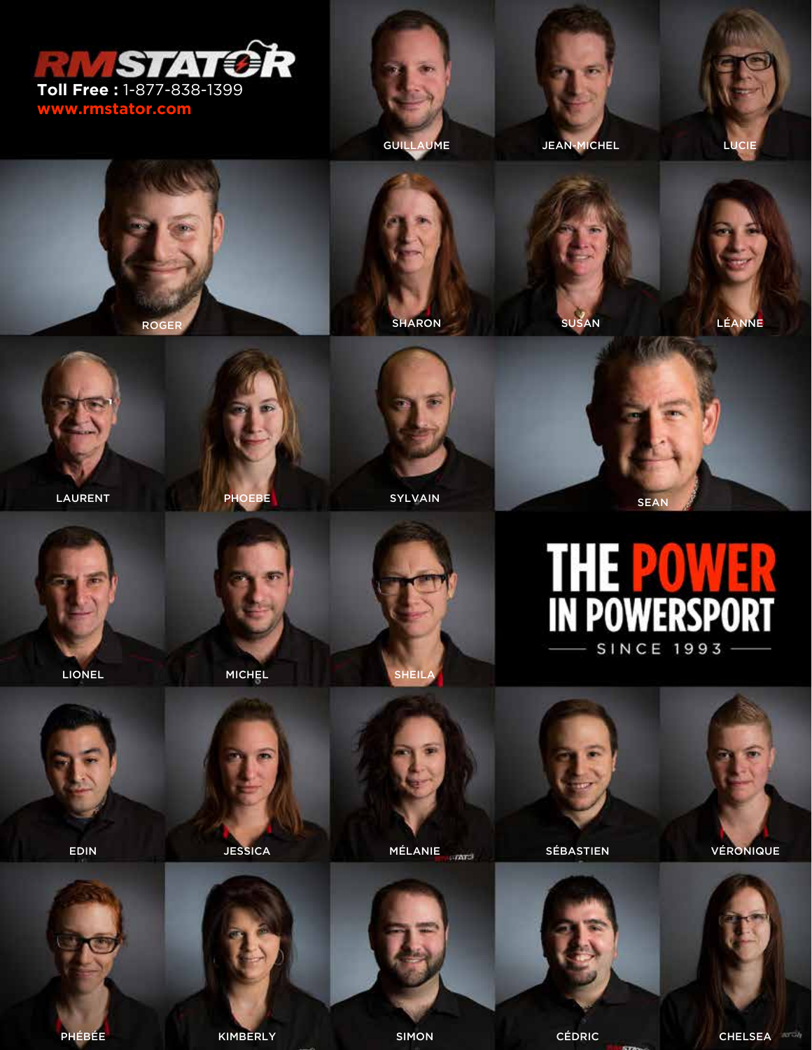RMSTATOR

**Toll Free :** 1-877-838-1399

**www.rmstator.com**

GUILLAUME

JEAN-MICHEL

LUCIE

ROGER

SHARON

SUSAN

LÉANNE

LAURENT

PHOEBE

SYLVAIN

SEAN

LIONEL

MICHEL

SHEILA

# THE POWER IN POWERSPORT

SINCE 1993

EDIN

JESSICA

MÉLANIE

SÉBASTIEN

VÉRONIQUE

PHÉBÉE

KIMBERLY

SIMON

CÉDRIC

CHELSEA